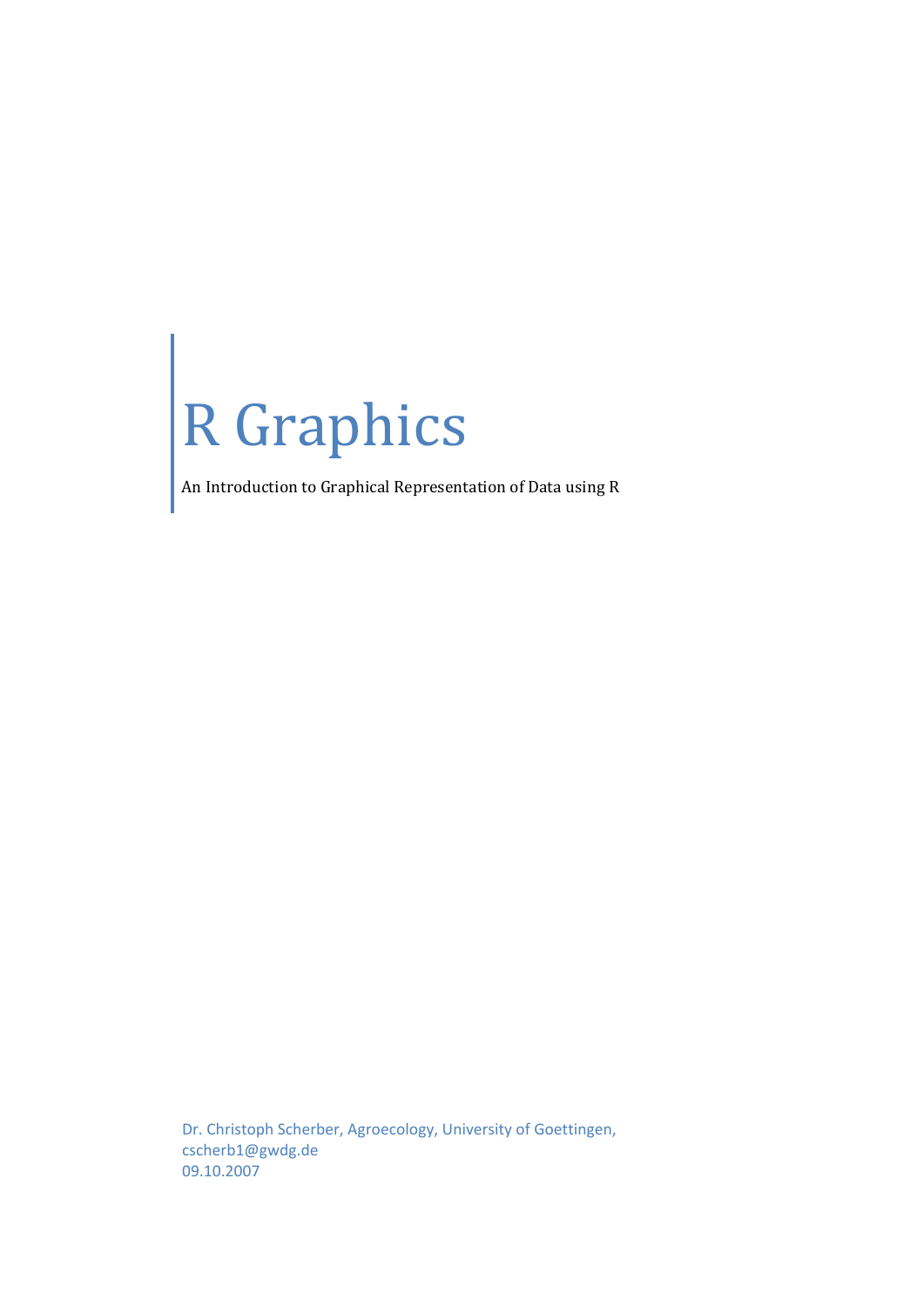# R Graphics

An Introduction to Graphical Representation of Data using R

Dr. Christoph Scherber, Agroecology, University of Goettingen,
cscherb1@gwdg.de
09.10.2007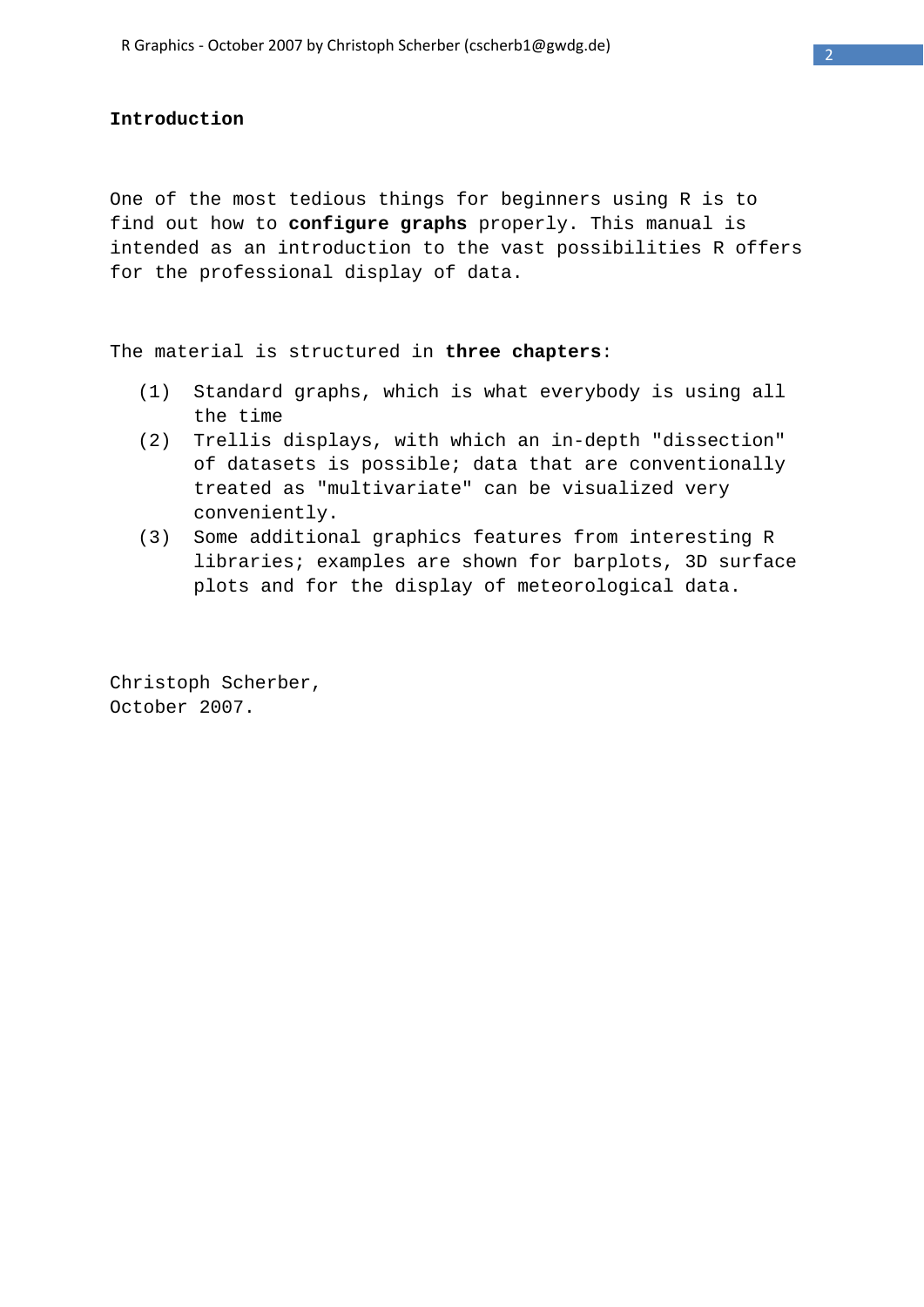# Introduction

One of the most tedious things for beginners using R is to find out how to **configure graphs** properly. This manual is intended as an introduction to the vast possibilities R offers for the professional display of data.

The material is structured in **three chapters**:

(1) Standard graphs, which is what everybody is using all the time

(2) Trellis displays, with which an in-depth "dissection" of datasets is possible; data that are conventionally treated as "multivariate" can be visualized very conveniently.

(3) Some additional graphics features from interesting R libraries; examples are shown for barplots, 3D surface plots and for the display of meteorological data.

Christoph Scherber,
October 2007.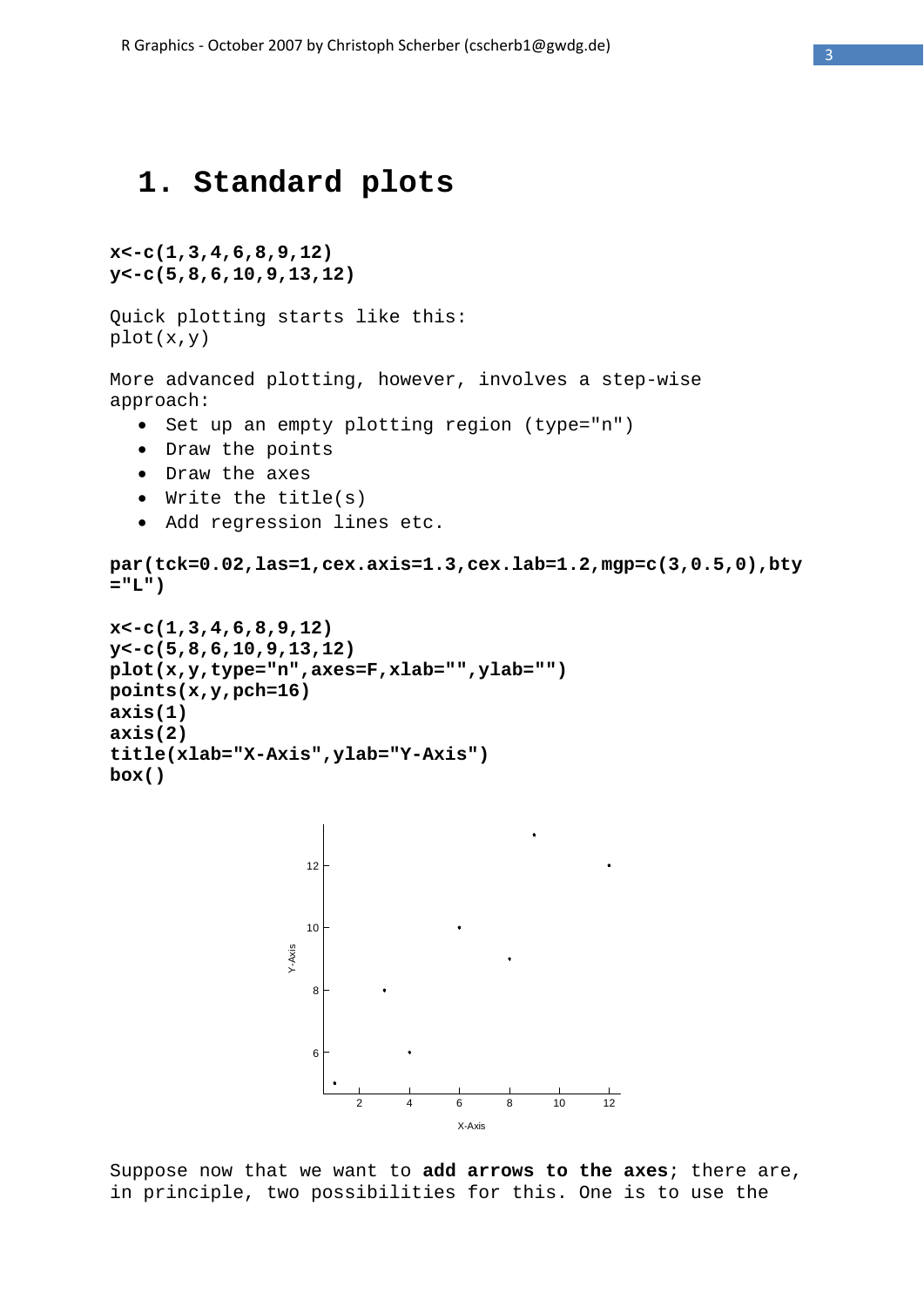# 1. Standard plots

```
x<-c(1,3,4,6,8,9,12)
y<-c(5,8,6,10,9,13,12)
```

Quick plotting starts like this:
plot(x,y)

More advanced plotting, however, involves a step-wise approach:

- Set up an empty plotting region (type="n")
- Draw the points
- Draw the axes
- Write the title(s)
- Add regression lines etc.

```
par(tck=0.02,las=1,cex.axis=1.3,cex.lab=1.2,mgp=c(3,0.5,0),bty="L")

x<-c(1,3,4,6,8,9,12)
y<-c(5,8,6,10,9,13,12)
plot(x,y,type="n",axes=F,xlab="",ylab="")
points(x,y,pch=16)
axis(1)
axis(2)
title(xlab="X-Axis",ylab="Y-Axis")
box()
```

Suppose now that we want to **add arrows to the axes**; there are, in principle, two possibilities for this. One is to use the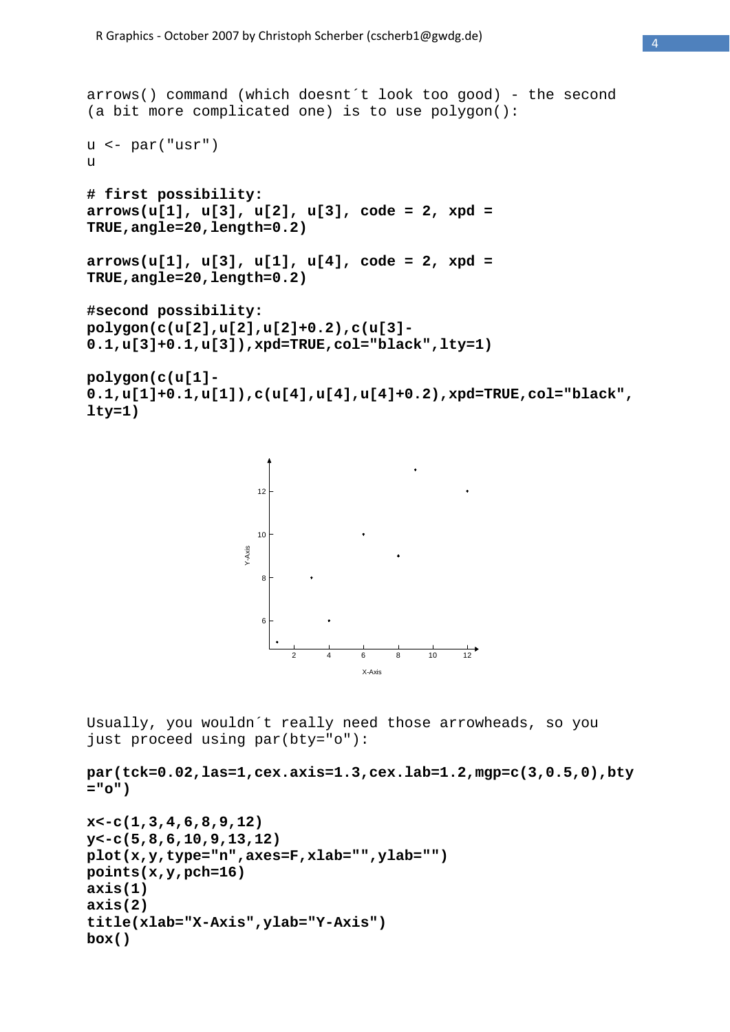arrows() command (which doesn´t look too good) - the second (a bit more complicated one) is to use polygon():

```
u <- par("usr")
u

# first possibility:
arrows(u[1], u[3], u[2], u[3], code = 2, xpd =
TRUE,angle=20,length=0.2)

arrows(u[1], u[3], u[1], u[4], code = 2, xpd =
TRUE,angle=20,length=0.2)

#second possibility:
polygon(c(u[2],u[2],u[2]+0.2),c(u[3]-
0.1,u[3]+0.1,u[3]),xpd=TRUE,col="black",lty=1)

polygon(c(u[1]-
0.1,u[1]+0.1,u[1]),c(u[4],u[4],u[4]+0.2),xpd=TRUE,col="black",
lty=1)
```

Usually, you wouldn´t really need those arrowheads, so you just proceed using par(bty="o"):

```
par(tck=0.02,las=1,cex.axis=1.3,cex.lab=1.2,mgp=c(3,0.5,0),bty
="o")

x<-c(1,3,4,6,8,9,12)
y<-c(5,8,6,10,9,13,12)
plot(x,y,type="n",axes=F,xlab="",ylab="")
points(x,y,pch=16)
axis(1)
axis(2)
title(xlab="X-Axis",ylab="Y-Axis")
box()
```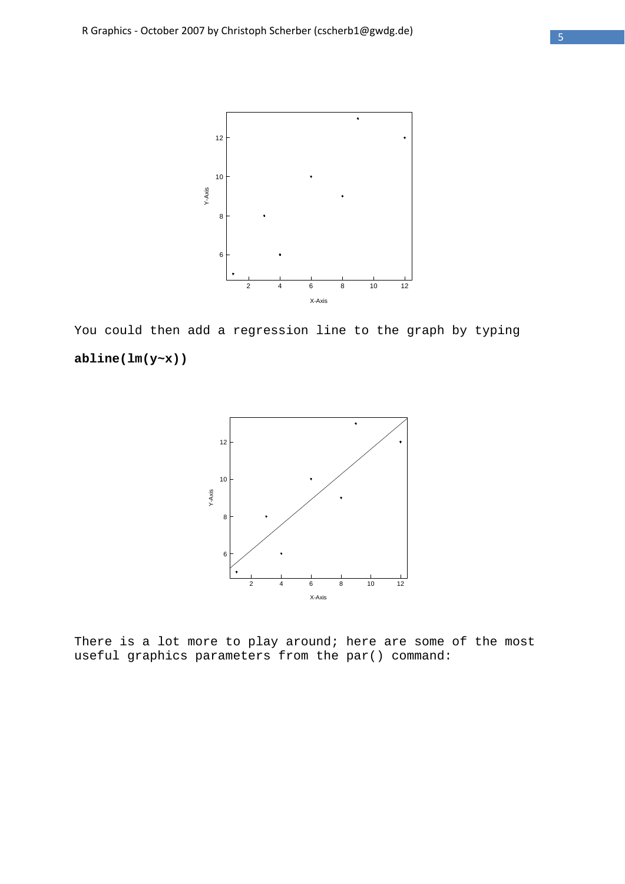You could then add a regression line to the graph by typing

**abline(lm(y~x))**

There is a lot more to play around; here are some of the most useful graphics parameters from the par() command: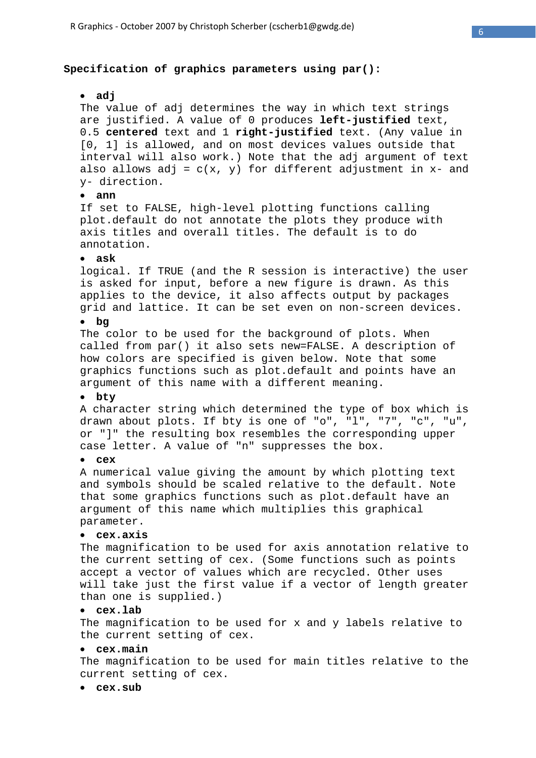**Specification of graphics parameters using par():**

- **adj**
  The value of adj determines the way in which text strings are justified. A value of 0 produces **left-justified** text, 0.5 **centered** text and 1 **right-justified** text. (Any value in [0, 1] is allowed, and on most devices values outside that interval will also work.) Note that the adj argument of text also allows adj = c(x, y) for different adjustment in x- and y- direction.
- **ann**
  If set to FALSE, high-level plotting functions calling plot.default do not annotate the plots they produce with axis titles and overall titles. The default is to do annotation.
- **ask**
  logical. If TRUE (and the R session is interactive) the user is asked for input, before a new figure is drawn. As this applies to the device, it also affects output by packages grid and lattice. It can be set even on non-screen devices.
- **bg**
  The color to be used for the background of plots. When called from par() it also sets new=FALSE. A description of how colors are specified is given below. Note that some graphics functions such as plot.default and points have an argument of this name with a different meaning.
- **bty**
  A character string which determined the type of box which is drawn about plots. If bty is one of "o", "l", "7", "c", "u", or "]" the resulting box resembles the corresponding upper case letter. A value of "n" suppresses the box.
- **cex**
  A numerical value giving the amount by which plotting text and symbols should be scaled relative to the default. Note that some graphics functions such as plot.default have an argument of this name which multiplies this graphical parameter.
- **cex.axis**
  The magnification to be used for axis annotation relative to the current setting of cex. (Some functions such as points accept a vector of values which are recycled. Other uses will take just the first value if a vector of length greater than one is supplied.)
- **cex.lab**
  The magnification to be used for x and y labels relative to the current setting of cex.
- **cex.main**
  The magnification to be used for main titles relative to the current setting of cex.
- **cex.sub**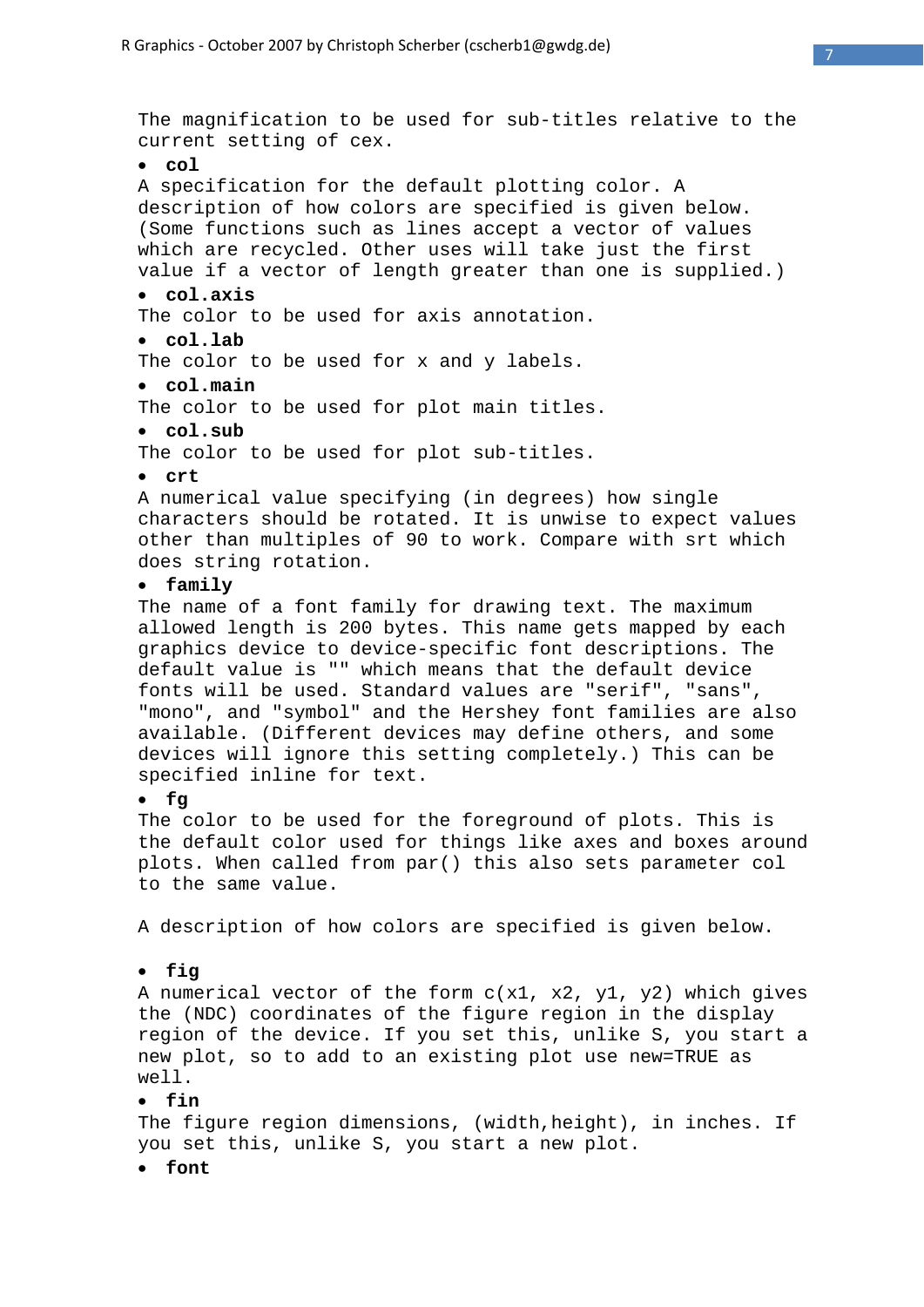The magnification to be used for sub-titles relative to the current setting of cex.

- **col**

A specification for the default plotting color. A description of how colors are specified is given below. (Some functions such as lines accept a vector of values which are recycled. Other uses will take just the first value if a vector of length greater than one is supplied.)

- **col.axis**

The color to be used for axis annotation.

- **col.lab**

The color to be used for x and y labels.

- **col.main**

The color to be used for plot main titles.

- **col.sub**

The color to be used for plot sub-titles.

- **crt**

A numerical value specifying (in degrees) how single characters should be rotated. It is unwise to expect values other than multiples of 90 to work. Compare with srt which does string rotation.

- **family**

The name of a font family for drawing text. The maximum allowed length is 200 bytes. This name gets mapped by each graphics device to device-specific font descriptions. The default value is "" which means that the default device fonts will be used. Standard values are "serif", "sans", "mono", and "symbol" and the Hershey font families are also available. (Different devices may define others, and some devices will ignore this setting completely.) This can be specified inline for text.

- **fg**

The color to be used for the foreground of plots. This is the default color used for things like axes and boxes around plots. When called from par() this also sets parameter col to the same value.

A description of how colors are specified is given below.

- **fig**

A numerical vector of the form c(x1, x2, y1, y2) which gives the (NDC) coordinates of the figure region in the display region of the device. If you set this, unlike S, you start a new plot, so to add to an existing plot use new=TRUE as well.

- **fin**

The figure region dimensions, (width,height), in inches. If you set this, unlike S, you start a new plot.

- **font**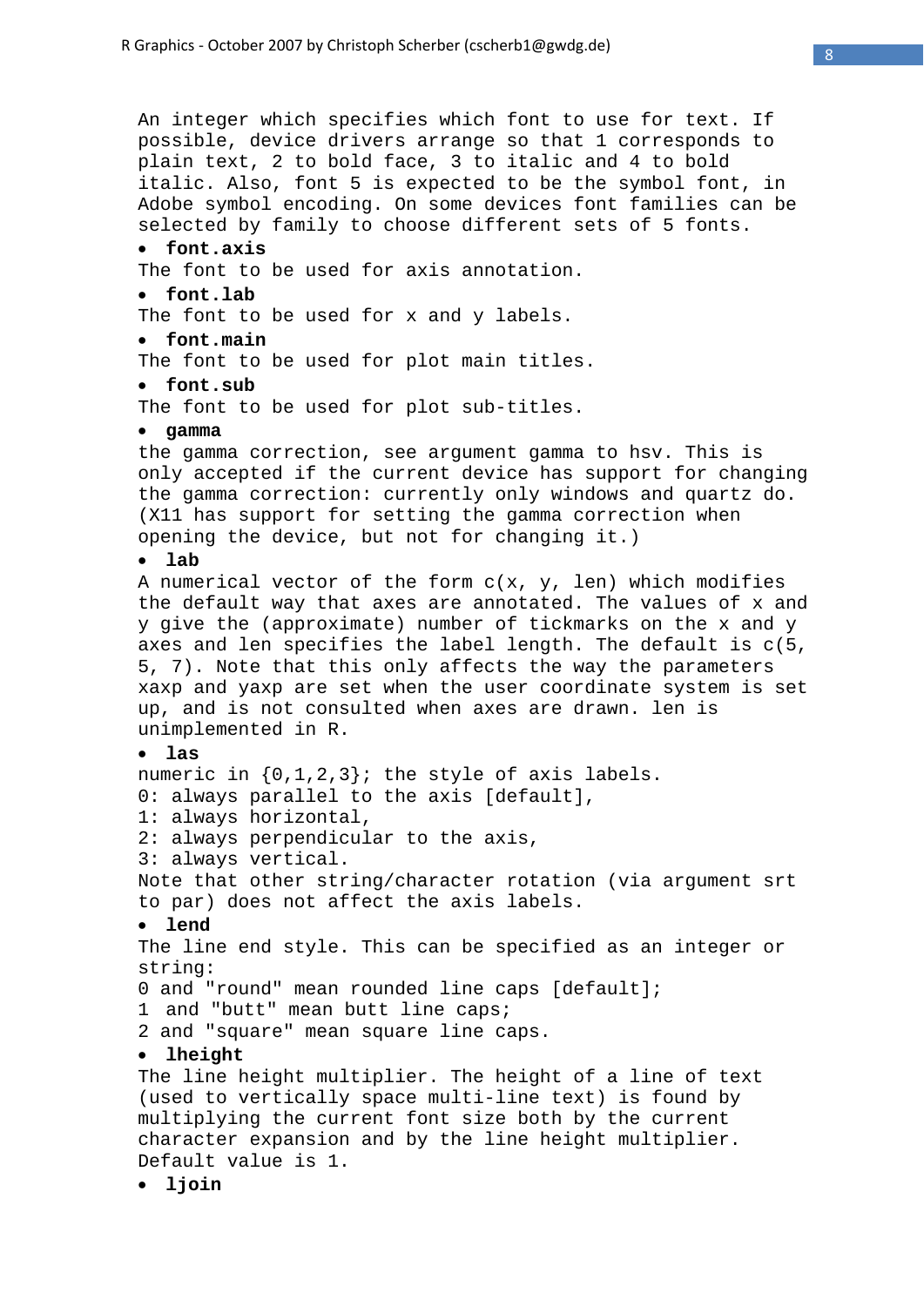An integer which specifies which font to use for text. If possible, device drivers arrange so that 1 corresponds to plain text, 2 to bold face, 3 to italic and 4 to bold italic. Also, font 5 is expected to be the symbol font, in Adobe symbol encoding. On some devices font families can be selected by family to choose different sets of 5 fonts.

- **font.axis**

The font to be used for axis annotation.

- **font.lab**

The font to be used for x and y labels.

- **font.main**

The font to be used for plot main titles.

- **font.sub**

The font to be used for plot sub-titles.

- **gamma**

the gamma correction, see argument gamma to hsv. This is only accepted if the current device has support for changing the gamma correction: currently only windows and quartz do. (X11 has support for setting the gamma correction when opening the device, but not for changing it.)

- **lab**

A numerical vector of the form c(x, y, len) which modifies the default way that axes are annotated. The values of x and y give the (approximate) number of tickmarks on the x and y axes and len specifies the label length. The default is c(5, 5, 7). Note that this only affects the way the parameters xaxp and yaxp are set when the user coordinate system is set up, and is not consulted when axes are drawn. len is unimplemented in R.

- **las**

numeric in {0,1,2,3}; the style of axis labels.
0: always parallel to the axis [default],
1: always horizontal,
2: always perpendicular to the axis,
3: always vertical.
Note that other string/character rotation (via argument srt to par) does not affect the axis labels.

- **lend**

The line end style. This can be specified as an integer or string:
0 and "round" mean rounded line caps [default];
1 and "butt" mean butt line caps;
2 and "square" mean square line caps.

- **lheight**

The line height multiplier. The height of a line of text (used to vertically space multi-line text) is found by multiplying the current font size both by the current character expansion and by the line height multiplier. Default value is 1.

- **ljoin**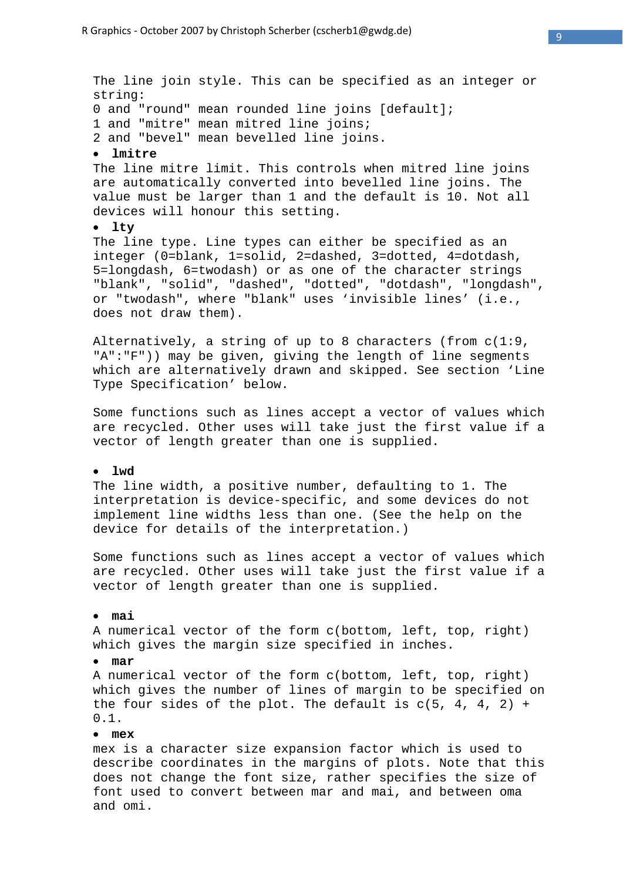The line join style. This can be specified as an integer or string:
0 and "round" mean rounded line joins [default];
1 and "mitre" mean mitred line joins;
2 and "bevel" mean bevelled line joins.

- **lmitre**

The line mitre limit. This controls when mitred line joins are automatically converted into bevelled line joins. The value must be larger than 1 and the default is 10. Not all devices will honour this setting.

- **lty**

The line type. Line types can either be specified as an integer (0=blank, 1=solid, 2=dashed, 3=dotted, 4=dotdash, 5=longdash, 6=twodash) or as one of the character strings "blank", "solid", "dashed", "dotted", "dotdash", "longdash", or "twodash", where "blank" uses 'invisible lines' (i.e., does not draw them).

Alternatively, a string of up to 8 characters (from c(1:9, "A":"F")) may be given, giving the length of line segments which are alternatively drawn and skipped. See section 'Line Type Specification' below.

Some functions such as lines accept a vector of values which are recycled. Other uses will take just the first value if a vector of length greater than one is supplied.

- **lwd**

The line width, a positive number, defaulting to 1. The interpretation is device-specific, and some devices do not implement line widths less than one. (See the help on the device for details of the interpretation.)

Some functions such as lines accept a vector of values which are recycled. Other uses will take just the first value if a vector of length greater than one is supplied.

- **mai**

A numerical vector of the form c(bottom, left, top, right) which gives the margin size specified in inches.

- **mar**

A numerical vector of the form c(bottom, left, top, right) which gives the number of lines of margin to be specified on the four sides of the plot. The default is c(5, 4, 4, 2) + 0.1.

- **mex**

mex is a character size expansion factor which is used to describe coordinates in the margins of plots. Note that this does not change the font size, rather specifies the size of font used to convert between mar and mai, and between oma and omi.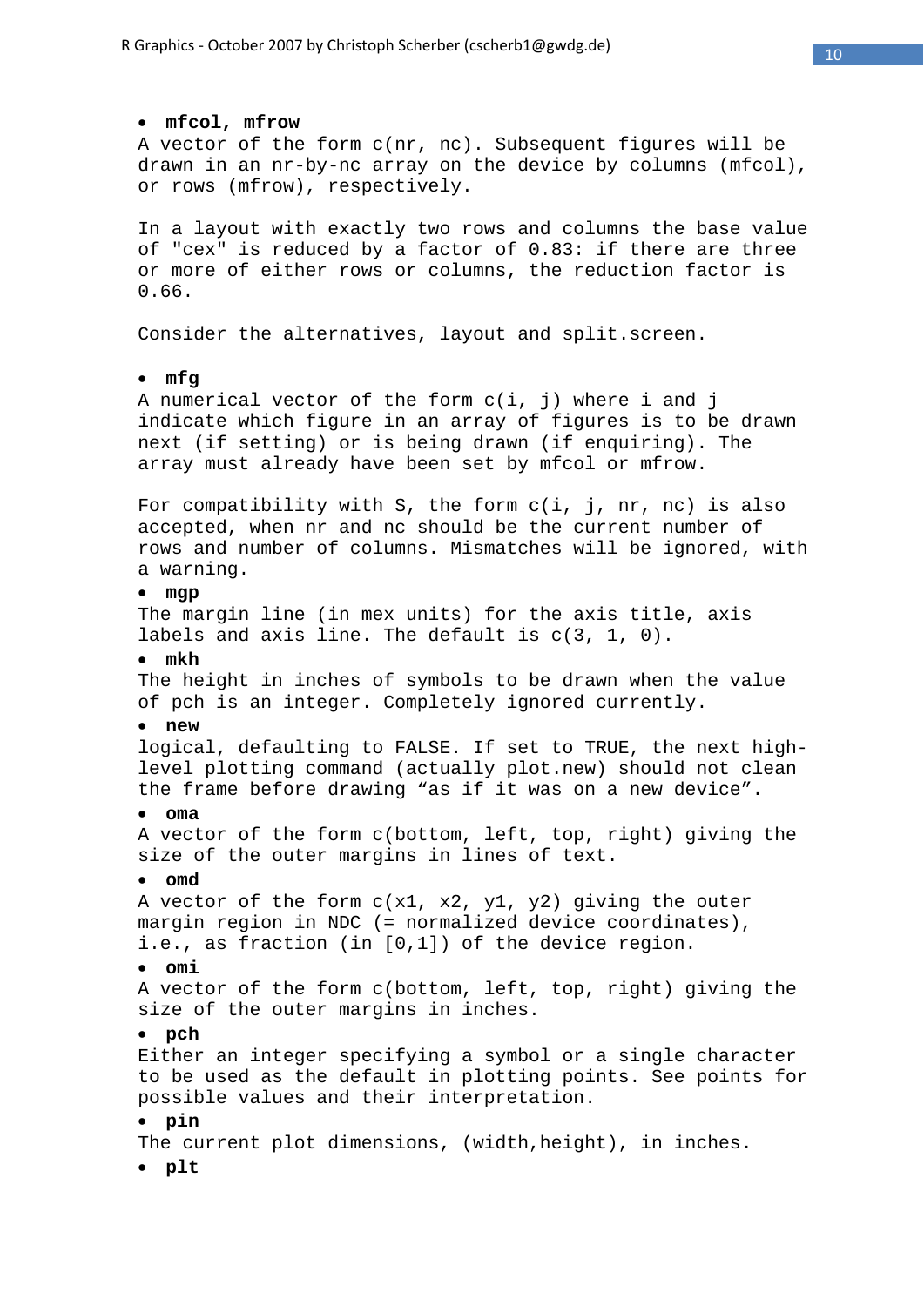- **mfcol, mfrow**

A vector of the form c(nr, nc). Subsequent figures will be drawn in an nr-by-nc array on the device by columns (mfcol), or rows (mfrow), respectively.

In a layout with exactly two rows and columns the base value of "cex" is reduced by a factor of 0.83: if there are three or more of either rows or columns, the reduction factor is 0.66.

Consider the alternatives, layout and split.screen.

- **mfg**

A numerical vector of the form c(i, j) where i and j indicate which figure in an array of figures is to be drawn next (if setting) or is being drawn (if enquiring). The array must already have been set by mfcol or mfrow.

For compatibility with S, the form c(i, j, nr, nc) is also accepted, when nr and nc should be the current number of rows and number of columns. Mismatches will be ignored, with a warning.

- **mgp**

The margin line (in mex units) for the axis title, axis labels and axis line. The default is c(3, 1, 0).

- **mkh**

The height in inches of symbols to be drawn when the value of pch is an integer. Completely ignored currently.

- **new**

logical, defaulting to FALSE. If set to TRUE, the next high-level plotting command (actually plot.new) should not clean the frame before drawing "as if it was on a new device".

- **oma**

A vector of the form c(bottom, left, top, right) giving the size of the outer margins in lines of text.

- **omd**

A vector of the form c(x1, x2, y1, y2) giving the outer margin region in NDC (= normalized device coordinates), i.e., as fraction (in [0,1]) of the device region.

- **omi**

A vector of the form c(bottom, left, top, right) giving the size of the outer margins in inches.

- **pch**

Either an integer specifying a symbol or a single character to be used as the default in plotting points. See points for possible values and their interpretation.

- **pin**

The current plot dimensions, (width,height), in inches.

- **plt**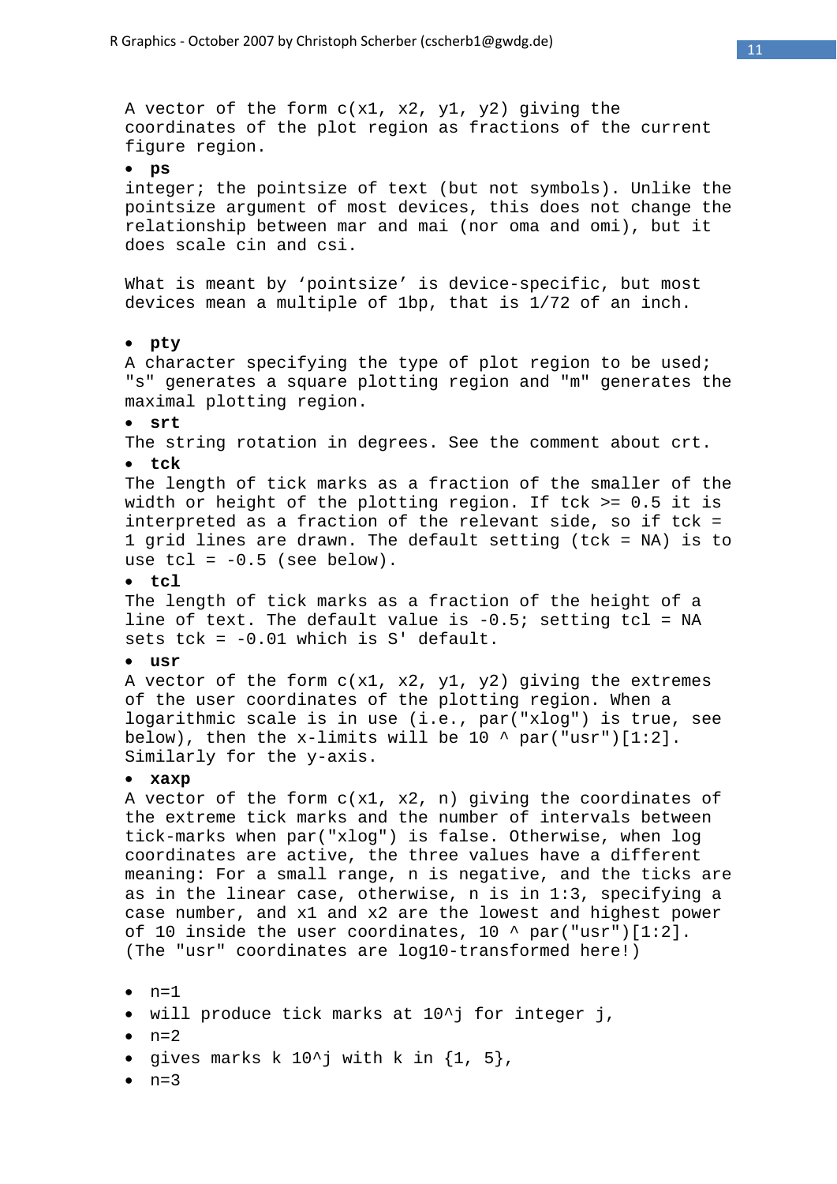A vector of the form c(x1, x2, y1, y2) giving the coordinates of the plot region as fractions of the current figure region.

- **ps**

integer; the pointsize of text (but not symbols). Unlike the pointsize argument of most devices, this does not change the relationship between mar and mai (nor oma and omi), but it does scale cin and csi.

What is meant by 'pointsize' is device-specific, but most devices mean a multiple of 1bp, that is 1/72 of an inch.

- **pty**

A character specifying the type of plot region to be used; "s" generates a square plotting region and "m" generates the maximal plotting region.

- **srt**

The string rotation in degrees. See the comment about crt.

- **tck**

The length of tick marks as a fraction of the smaller of the width or height of the plotting region. If tck >= 0.5 it is interpreted as a fraction of the relevant side, so if tck = 1 grid lines are drawn. The default setting (tck = NA) is to use tcl = -0.5 (see below).

- **tcl**

The length of tick marks as a fraction of the height of a line of text. The default value is -0.5; setting tcl = NA sets tck = -0.01 which is S' default.

- **usr**

A vector of the form c(x1, x2, y1, y2) giving the extremes of the user coordinates of the plotting region. When a logarithmic scale is in use (i.e., par("xlog") is true, see below), then the x-limits will be 10 ^ par("usr")[1:2]. Similarly for the y-axis.

- **xaxp**

A vector of the form c(x1, x2, n) giving the coordinates of the extreme tick marks and the number of intervals between tick-marks when par("xlog") is false. Otherwise, when log coordinates are active, the three values have a different meaning: For a small range, n is negative, and the ticks are as in the linear case, otherwise, n is in 1:3, specifying a case number, and x1 and x2 are the lowest and highest power of 10 inside the user coordinates, 10 ^ par("usr")[1:2]. (The "usr" coordinates are log10-transformed here!)

- n=1
- will produce tick marks at 10^j for integer j,
- n=2
- gives marks k 10^j with k in {1, 5},
- n=3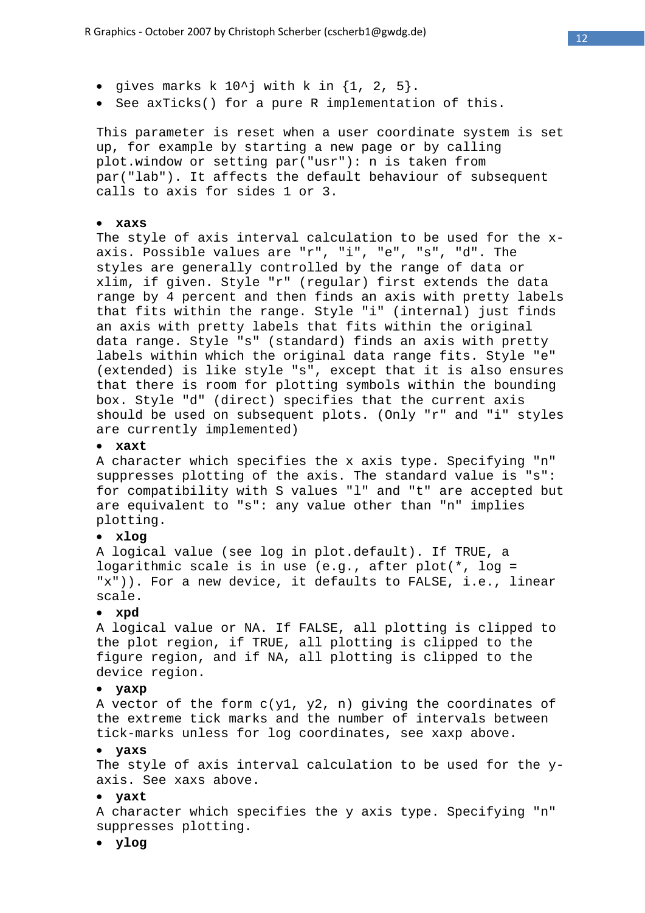- gives marks k 10^j with k in {1, 2, 5}.
- See axTicks() for a pure R implementation of this.

This parameter is reset when a user coordinate system is set up, for example by starting a new page or by calling plot.window or setting par("usr"): n is taken from par("lab"). It affects the default behaviour of subsequent calls to axis for sides 1 or 3.

- **xaxs**

The style of axis interval calculation to be used for the x-axis. Possible values are "r", "i", "e", "s", "d". The styles are generally controlled by the range of data or xlim, if given. Style "r" (regular) first extends the data range by 4 percent and then finds an axis with pretty labels that fits within the range. Style "i" (internal) just finds an axis with pretty labels that fits within the original data range. Style "s" (standard) finds an axis with pretty labels within which the original data range fits. Style "e" (extended) is like style "s", except that it is also ensures that there is room for plotting symbols within the bounding box. Style "d" (direct) specifies that the current axis should be used on subsequent plots. (Only "r" and "i" styles are currently implemented)

- **xaxt**

A character which specifies the x axis type. Specifying "n" suppresses plotting of the axis. The standard value is "s": for compatibility with S values "l" and "t" are accepted but are equivalent to "s": any value other than "n" implies plotting.

- **xlog**

A logical value (see log in plot.default). If TRUE, a logarithmic scale is in use (e.g., after plot(*, log = "x")). For a new device, it defaults to FALSE, i.e., linear scale.

- **xpd**

A logical value or NA. If FALSE, all plotting is clipped to the plot region, if TRUE, all plotting is clipped to the figure region, and if NA, all plotting is clipped to the device region.

- **yaxp**

A vector of the form c(y1, y2, n) giving the coordinates of the extreme tick marks and the number of intervals between tick-marks unless for log coordinates, see xaxp above.

- **yaxs**

The style of axis interval calculation to be used for the y-axis. See xaxs above.

- **yaxt**

A character which specifies the y axis type. Specifying "n" suppresses plotting.

- **ylog**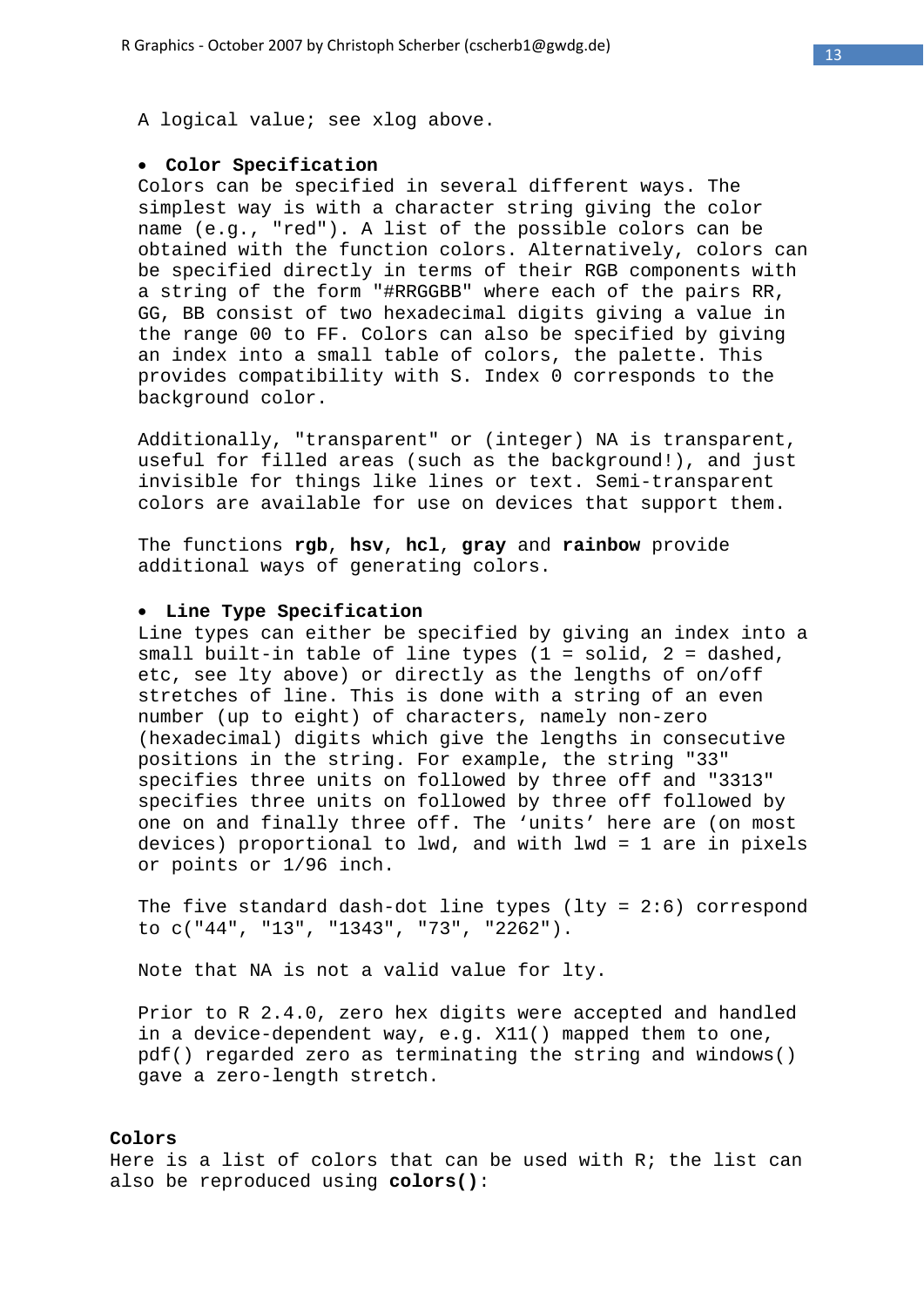A logical value; see xlog above.

- **Color Specification**

Colors can be specified in several different ways. The simplest way is with a character string giving the color name (e.g., "red"). A list of the possible colors can be obtained with the function colors. Alternatively, colors can be specified directly in terms of their RGB components with a string of the form "#RRGGBB" where each of the pairs RR, GG, BB consist of two hexadecimal digits giving a value in the range 00 to FF. Colors can also be specified by giving an index into a small table of colors, the palette. This provides compatibility with S. Index 0 corresponds to the background color.

Additionally, "transparent" or (integer) NA is transparent, useful for filled areas (such as the background!), and just invisible for things like lines or text. Semi-transparent colors are available for use on devices that support them.

The functions **rgb**, **hsv**, **hcl**, **gray** and **rainbow** provide additional ways of generating colors.

- **Line Type Specification**

Line types can either be specified by giving an index into a small built-in table of line types (1 = solid, 2 = dashed, etc, see lty above) or directly as the lengths of on/off stretches of line. This is done with a string of an even number (up to eight) of characters, namely non-zero (hexadecimal) digits which give the lengths in consecutive positions in the string. For example, the string "33" specifies three units on followed by three off and "3313" specifies three units on followed by three off followed by one on and finally three off. The 'units' here are (on most devices) proportional to lwd, and with lwd = 1 are in pixels or points or 1/96 inch.

The five standard dash-dot line types (lty = 2:6) correspond to c("44", "13", "1343", "73", "2262").

Note that NA is not a valid value for lty.

Prior to R 2.4.0, zero hex digits were accepted and handled in a device-dependent way, e.g. X11() mapped them to one, pdf() regarded zero as terminating the string and windows() gave a zero-length stretch.

**Colors**

Here is a list of colors that can be used with R; the list can also be reproduced using **colors()**: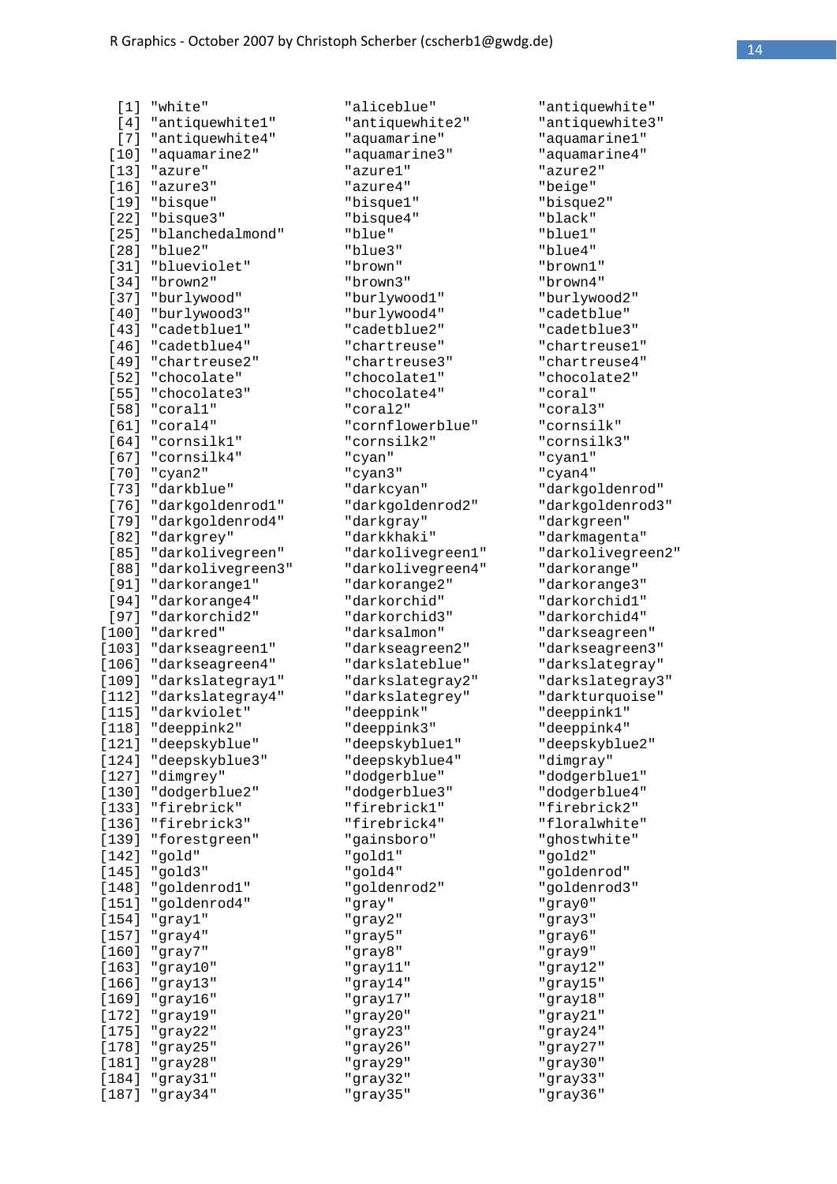```
  [1] "white"                "aliceblue"            "antiquewhite"
  [4] "antiquewhite1"        "antiquewhite2"        "antiquewhite3"
  [7] "antiquewhite4"        "aquamarine"           "aquamarine1"
 [10] "aquamarine2"          "aquamarine3"          "aquamarine4"
 [13] "azure"                "azure1"               "azure2"
 [16] "azure3"               "azure4"               "beige"
 [19] "bisque"               "bisque1"              "bisque2"
 [22] "bisque3"              "bisque4"              "black"
 [25] "blanchedalmond"       "blue"                 "blue1"
 [28] "blue2"                "blue3"                "blue4"
 [31] "blueviolet"           "brown"                "brown1"
 [34] "brown2"               "brown3"               "brown4"
 [37] "burlywood"            "burlywood1"           "burlywood2"
 [40] "burlywood3"           "burlywood4"           "cadetblue"
 [43] "cadetblue1"           "cadetblue2"           "cadetblue3"
 [46] "cadetblue4"           "chartreuse"           "chartreuse1"
 [49] "chartreuse2"          "chartreuse3"          "chartreuse4"
 [52] "chocolate"            "chocolate1"           "chocolate2"
 [55] "chocolate3"           "chocolate4"           "coral"
 [58] "coral1"               "coral2"               "coral3"
 [61] "coral4"               "cornflowerblue"       "cornsilk"
 [64] "cornsilk1"            "cornsilk2"            "cornsilk3"
 [67] "cornsilk4"            "cyan"                 "cyan1"
 [70] "cyan2"                "cyan3"                "cyan4"
 [73] "darkblue"             "darkcyan"             "darkgoldenrod"
 [76] "darkgoldenrod1"       "darkgoldenrod2"       "darkgoldenrod3"
 [79] "darkgoldenrod4"       "darkgray"             "darkgreen"
 [82] "darkgrey"             "darkkhaki"            "darkmagenta"
 [85] "darkolivegreen"       "darkolivegreen1"      "darkolivegreen2"
 [88] "darkolivegreen3"      "darkolivegreen4"      "darkorange"
 [91] "darkorange1"          "darkorange2"          "darkorange3"
 [94] "darkorange4"          "darkorchid"           "darkorchid1"
 [97] "darkorchid2"          "darkorchid3"          "darkorchid4"
[100] "darkred"              "darksalmon"           "darkseagreen"
[103] "darkseagreen1"        "darkseagreen2"        "darkseagreen3"
[106] "darkseagreen4"        "darkslateblue"        "darkslategray"
[109] "darkslategray1"       "darkslategray2"       "darkslategray3"
[112] "darkslategray4"       "darkslategrey"        "darkturquoise"
[115] "darkviolet"           "deeppink"             "deeppink1"
[118] "deeppink2"            "deeppink3"            "deeppink4"
[121] "deepskyblue"          "deepskyblue1"         "deepskyblue2"
[124] "deepskyblue3"         "deepskyblue4"         "dimgray"
[127] "dimgrey"              "dodgerblue"           "dodgerblue1"
[130] "dodgerblue2"          "dodgerblue3"          "dodgerblue4"
[133] "firebrick"            "firebrick1"           "firebrick2"
[136] "firebrick3"           "firebrick4"           "floralwhite"
[139] "forestgreen"          "gainsboro"            "ghostwhite"
[142] "gold"                 "gold1"                "gold2"
[145] "gold3"                "gold4"                "goldenrod"
[148] "goldenrod1"           "goldenrod2"           "goldenrod3"
[151] "goldenrod4"           "gray"                 "gray0"
[154] "gray1"                "gray2"                "gray3"
[157] "gray4"                "gray5"                "gray6"
[160] "gray7"                "gray8"                "gray9"
[163] "gray10"               "gray11"               "gray12"
[166] "gray13"               "gray14"               "gray15"
[169] "gray16"               "gray17"               "gray18"
[172] "gray19"               "gray20"               "gray21"
[175] "gray22"               "gray23"               "gray24"
[178] "gray25"               "gray26"               "gray27"
[181] "gray28"               "gray29"               "gray30"
[184] "gray31"               "gray32"               "gray33"
[187] "gray34"               "gray35"               "gray36"
```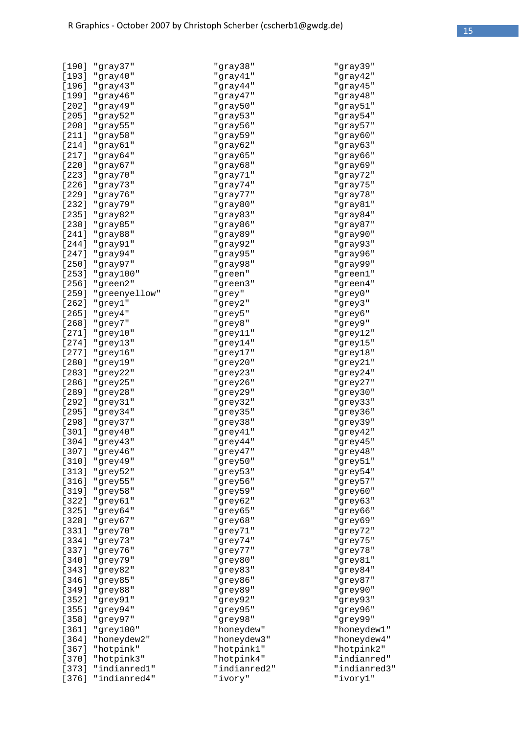```
[190] "gray37"        "gray38"        "gray39"
[193] "gray40"        "gray41"        "gray42"
[196] "gray43"        "gray44"        "gray45"
[199] "gray46"        "gray47"        "gray48"
[202] "gray49"        "gray50"        "gray51"
[205] "gray52"        "gray53"        "gray54"
[208] "gray55"        "gray56"        "gray57"
[211] "gray58"        "gray59"        "gray60"
[214] "gray61"        "gray62"        "gray63"
[217] "gray64"        "gray65"        "gray66"
[220] "gray67"        "gray68"        "gray69"
[223] "gray70"        "gray71"        "gray72"
[226] "gray73"        "gray74"        "gray75"
[229] "gray76"        "gray77"        "gray78"
[232] "gray79"        "gray80"        "gray81"
[235] "gray82"        "gray83"        "gray84"
[238] "gray85"        "gray86"        "gray87"
[241] "gray88"        "gray89"        "gray90"
[244] "gray91"        "gray92"        "gray93"
[247] "gray94"        "gray95"        "gray96"
[250] "gray97"        "gray98"        "gray99"
[253] "gray100"       "green"         "green1"
[256] "green2"        "green3"        "green4"
[259] "greenyellow"   "grey"          "grey0"
[262] "grey1"         "grey2"         "grey3"
[265] "grey4"         "grey5"         "grey6"
[268] "grey7"         "grey8"         "grey9"
[271] "grey10"        "grey11"        "grey12"
[274] "grey13"        "grey14"        "grey15"
[277] "grey16"        "grey17"        "grey18"
[280] "grey19"        "grey20"        "grey21"
[283] "grey22"        "grey23"        "grey24"
[286] "grey25"        "grey26"        "grey27"
[289] "grey28"        "grey29"        "grey30"
[292] "grey31"        "grey32"        "grey33"
[295] "grey34"        "grey35"        "grey36"
[298] "grey37"        "grey38"        "grey39"
[301] "grey40"        "grey41"        "grey42"
[304] "grey43"        "grey44"        "grey45"
[307] "grey46"        "grey47"        "grey48"
[310] "grey49"        "grey50"        "grey51"
[313] "grey52"        "grey53"        "grey54"
[316] "grey55"        "grey56"        "grey57"
[319] "grey58"        "grey59"        "grey60"
[322] "grey61"        "grey62"        "grey63"
[325] "grey64"        "grey65"        "grey66"
[328] "grey67"        "grey68"        "grey69"
[331] "grey70"        "grey71"        "grey72"
[334] "grey73"        "grey74"        "grey75"
[337] "grey76"        "grey77"        "grey78"
[340] "grey79"        "grey80"        "grey81"
[343] "grey82"        "grey83"        "grey84"
[346] "grey85"        "grey86"        "grey87"
[349] "grey88"        "grey89"        "grey90"
[352] "grey91"        "grey92"        "grey93"
[355] "grey94"        "grey95"        "grey96"
[358] "grey97"        "grey98"        "grey99"
[361] "grey100"       "honeydew"      "honeydew1"
[364] "honeydew2"     "honeydew3"     "honeydew4"
[367] "hotpink"       "hotpink1"      "hotpink2"
[370] "hotpink3"      "hotpink4"      "indianred"
[373] "indianred1"    "indianred2"    "indianred3"
[376] "indianred4"    "ivory"         "ivory1"
```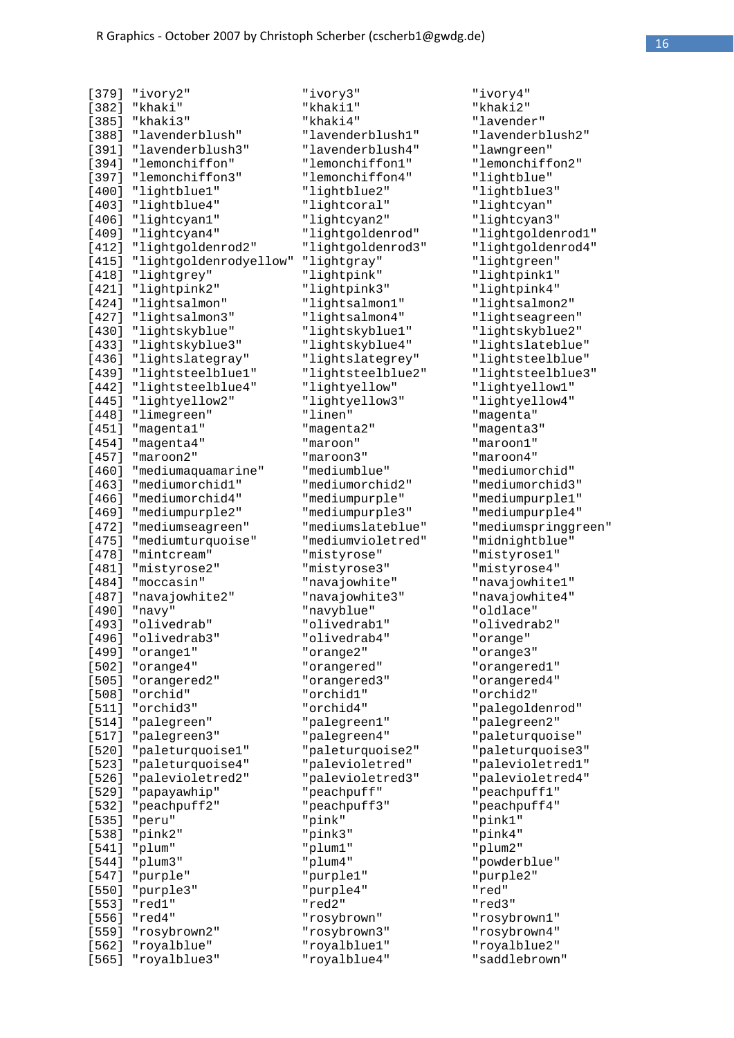```
[379] "ivory2"               "ivory3"               "ivory4"
[382] "khaki"                "khaki1"               "khaki2"
[385] "khaki3"               "khaki4"               "lavender"
[388] "lavenderblush"        "lavenderblush1"       "lavenderblush2"
[391] "lavenderblush3"       "lavenderblush4"       "lawngreen"
[394] "lemonchiffon"         "lemonchiffon1"        "lemonchiffon2"
[397] "lemonchiffon3"        "lemonchiffon4"        "lightblue"
[400] "lightblue1"           "lightblue2"           "lightblue3"
[403] "lightblue4"           "lightcoral"           "lightcyan"
[406] "lightcyan1"           "lightcyan2"           "lightcyan3"
[409] "lightcyan4"           "lightgoldenrod"       "lightgoldenrod1"
[412] "lightgoldenrod2"      "lightgoldenrod3"      "lightgoldenrod4"
[415] "lightgoldenrodyellow" "lightgray"            "lightgreen"
[418] "lightgrey"            "lightpink"            "lightpink1"
[421] "lightpink2"           "lightpink3"           "lightpink4"
[424] "lightsalmon"          "lightsalmon1"         "lightsalmon2"
[427] "lightsalmon3"         "lightsalmon4"         "lightseagreen"
[430] "lightskyblue"         "lightskyblue1"        "lightskyblue2"
[433] "lightskyblue3"        "lightskyblue4"        "lightslateblue"
[436] "lightslategray"       "lightslategrey"       "lightsteelblue"
[439] "lightsteelblue1"      "lightsteelblue2"      "lightsteelblue3"
[442] "lightsteelblue4"      "lightyellow"          "lightyellow1"
[445] "lightyellow2"         "lightyellow3"         "lightyellow4"
[448] "limegreen"            "linen"                "magenta"
[451] "magenta1"             "magenta2"             "magenta3"
[454] "magenta4"             "maroon"               "maroon1"
[457] "maroon2"              "maroon3"              "maroon4"
[460] "mediumaquamarine"     "mediumblue"           "mediumorchid"
[463] "mediumorchid1"        "mediumorchid2"        "mediumorchid3"
[466] "mediumorchid4"        "mediumpurple"         "mediumpurple1"
[469] "mediumpurple2"        "mediumpurple3"        "mediumpurple4"
[472] "mediumseagreen"       "mediumslateblue"      "mediumspringgreen"
[475] "mediumturquoise"      "mediumvioletred"      "midnightblue"
[478] "mintcream"            "mistyrose"            "mistyrose1"
[481] "mistyrose2"           "mistyrose3"           "mistyrose4"
[484] "moccasin"             "navajowhite"          "navajowhite1"
[487] "navajowhite2"         "navajowhite3"         "navajowhite4"
[490] "navy"                 "navyblue"             "oldlace"
[493] "olivedrab"            "olivedrab1"           "olivedrab2"
[496] "olivedrab3"           "olivedrab4"           "orange"
[499] "orange1"              "orange2"              "orange3"
[502] "orange4"              "orangered"            "orangered1"
[505] "orangered2"           "orangered3"           "orangered4"
[508] "orchid"               "orchid1"              "orchid2"
[511] "orchid3"              "orchid4"              "palegoldenrod"
[514] "palegreen"            "palegreen1"           "palegreen2"
[517] "palegreen3"           "palegreen4"           "paleturquoise"
[520] "paleturquoise1"       "paleturquoise2"       "paleturquoise3"
[523] "paleturquoise4"       "palevioletred"        "palevioletred1"
[526] "palevioletred2"       "palevioletred3"       "palevioletred4"
[529] "papayawhip"           "peachpuff"            "peachpuff1"
[532] "peachpuff2"           "peachpuff3"           "peachpuff4"
[535] "peru"                 "pink"                 "pink1"
[538] "pink2"                "pink3"                "pink4"
[541] "plum"                 "plum1"                "plum2"
[544] "plum3"                "plum4"                "powderblue"
[547] "purple"               "purple1"              "purple2"
[550] "purple3"              "purple4"              "red"
[553] "red1"                 "red2"                 "red3"
[556] "red4"                 "rosybrown"            "rosybrown1"
[559] "rosybrown2"           "rosybrown3"           "rosybrown4"
[562] "royalblue"            "royalblue1"           "royalblue2"
[565] "royalblue3"           "royalblue4"           "saddlebrown"
```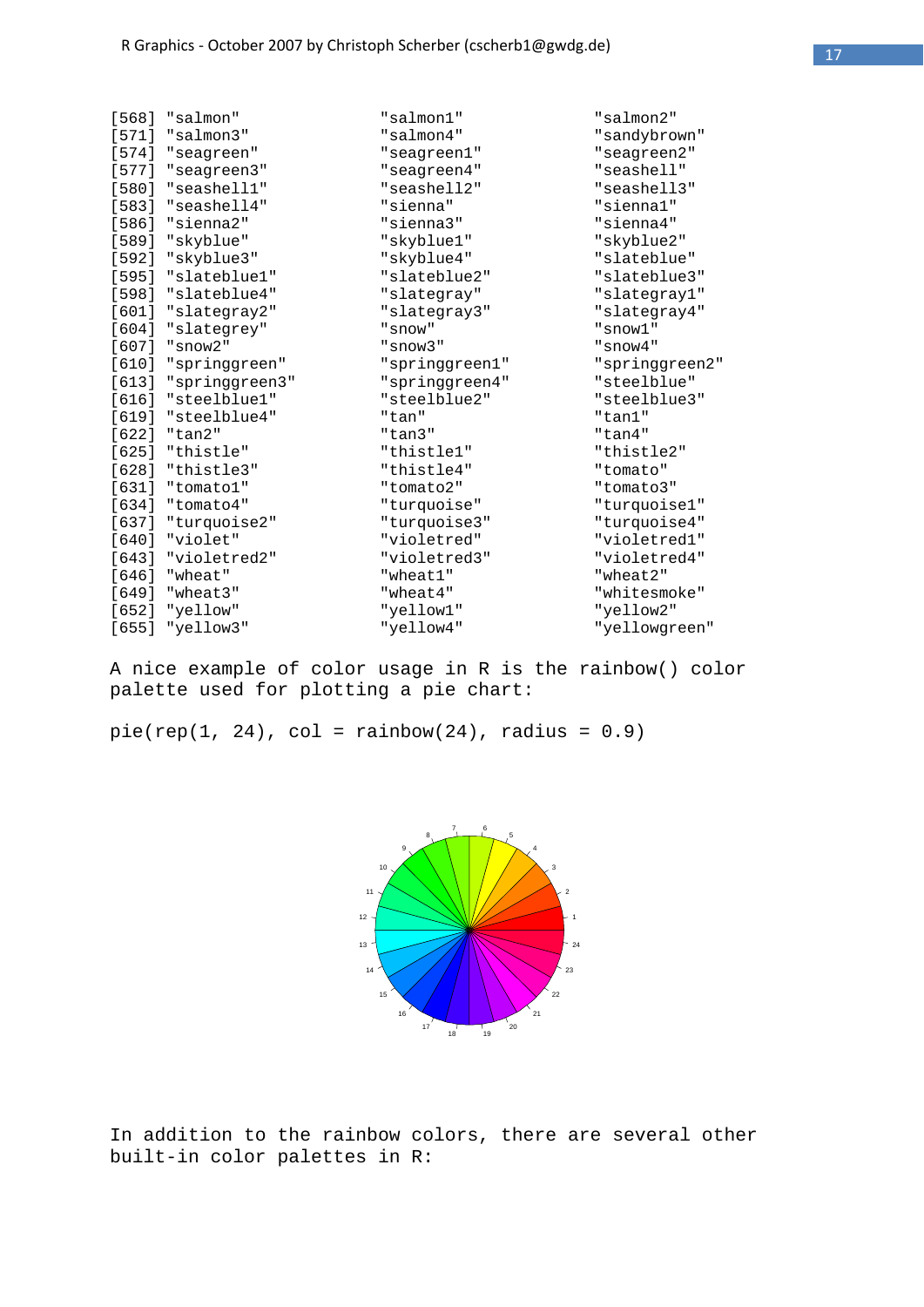```
[568] "salmon"          "salmon1"         "salmon2"
[571] "salmon3"         "salmon4"         "sandybrown"
[574] "seagreen"        "seagreen1"       "seagreen2"
[577] "seagreen3"       "seagreen4"       "seashell"
[580] "seashell1"       "seashell2"       "seashell3"
[583] "seashell4"       "sienna"          "sienna1"
[586] "sienna2"         "sienna3"         "sienna4"
[589] "skyblue"         "skyblue1"        "skyblue2"
[592] "skyblue3"        "skyblue4"        "slateblue"
[595] "slateblue1"      "slateblue2"      "slateblue3"
[598] "slateblue4"      "slategray"       "slategray1"
[601] "slategray2"      "slategray3"      "slategray4"
[604] "slategrey"       "snow"            "snow1"
[607] "snow2"           "snow3"           "snow4"
[610] "springgreen"     "springgreen1"    "springgreen2"
[613] "springgreen3"    "springgreen4"    "steelblue"
[616] "steelblue1"      "steelblue2"      "steelblue3"
[619] "steelblue4"      "tan"             "tan1"
[622] "tan2"            "tan3"            "tan4"
[625] "thistle"         "thistle1"        "thistle2"
[628] "thistle3"        "thistle4"        "tomato"
[631] "tomato1"         "tomato2"         "tomato3"
[634] "tomato4"         "turquoise"       "turquoise1"
[637] "turquoise2"      "turquoise3"      "turquoise4"
[640] "violet"          "violetred"       "violetred1"
[643] "violetred2"      "violetred3"      "violetred4"
[646] "wheat"           "wheat1"          "wheat2"
[649] "wheat3"          "wheat4"          "whitesmoke"
[652] "yellow"          "yellow1"         "yellow2"
[655] "yellow3"         "yellow4"         "yellowgreen"
```

A nice example of color usage in R is the rainbow() color palette used for plotting a pie chart:

```
pie(rep(1, 24), col = rainbow(24), radius = 0.9)
```

In addition to the rainbow colors, there are several other built-in color palettes in R: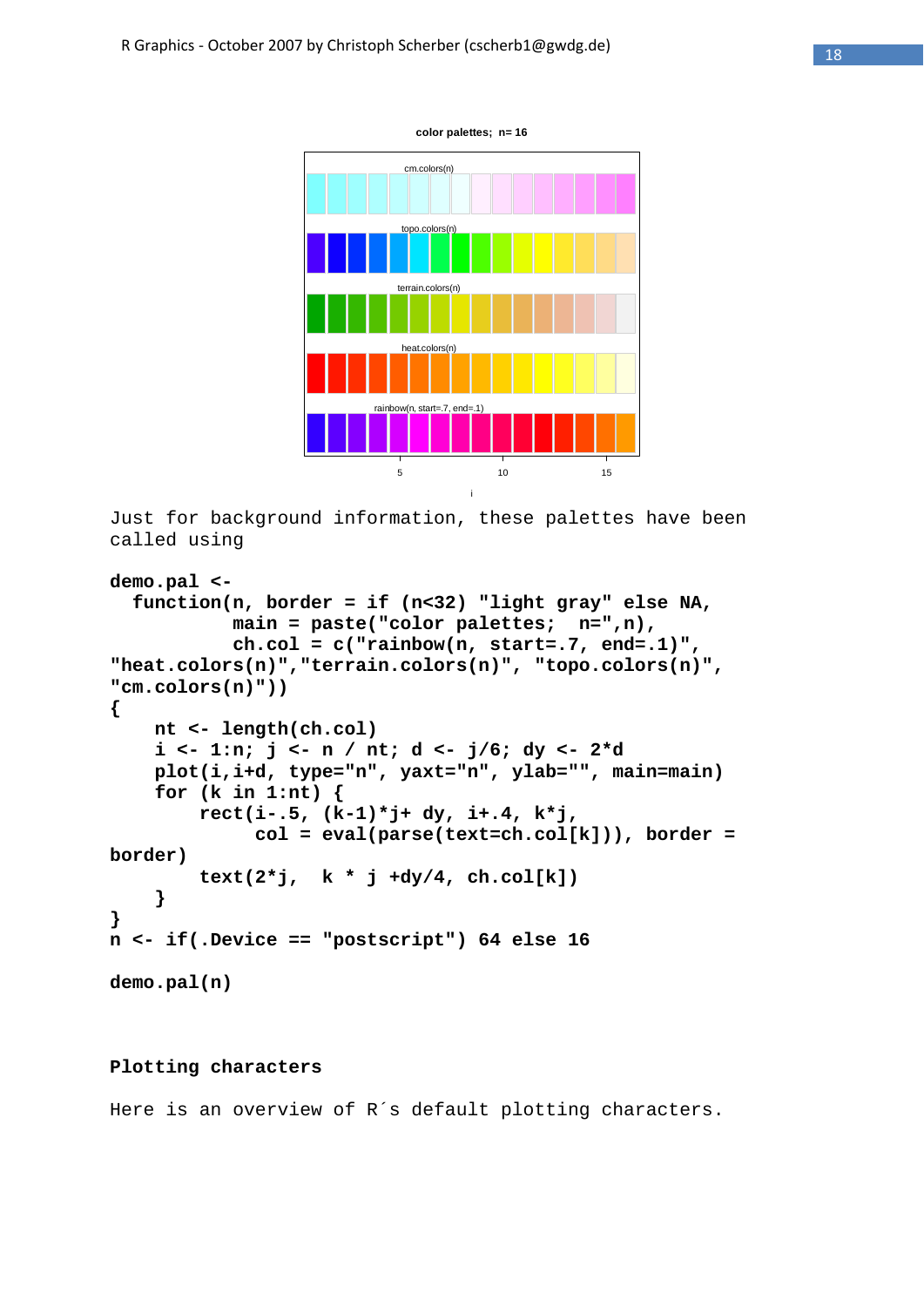Just for background information, these palettes have been called using

```
demo.pal <-
  function(n, border = if (n<32) "light gray" else NA,
           main = paste("color palettes;  n=",n),
           ch.col = c("rainbow(n, start=.7, end=.1)",
"heat.colors(n)","terrain.colors(n)", "topo.colors(n)",
"cm.colors(n)"))
{
    nt <- length(ch.col)
    i <- 1:n; j <- n / nt; d <- j/6; dy <- 2*d
    plot(i,i+d, type="n", yaxt="n", ylab="", main=main)
    for (k in 1:nt) {
        rect(i-.5, (k-1)*j+ dy, i+.4, k*j,
             col = eval(parse(text=ch.col[k])), border =
border)
        text(2*j,  k * j +dy/4, ch.col[k])
    }
}
n <- if(.Device == "postscript") 64 else 16

demo.pal(n)
```

## Plotting characters

Here is an overview of R´s default plotting characters.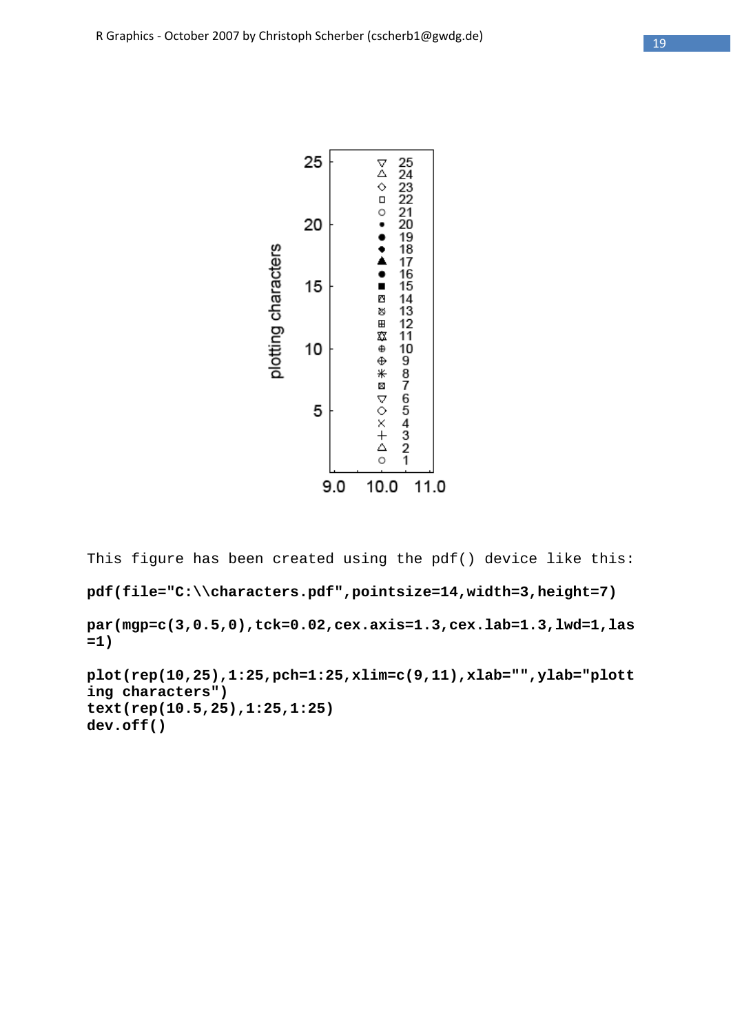This figure has been created using the pdf() device like this:

```
pdf(file="C:\\characters.pdf",pointsize=14,width=3,height=7)

par(mgp=c(3,0.5,0),tck=0.02,cex.axis=1.3,cex.lab=1.3,lwd=1,las=1)

plot(rep(10,25),1:25,pch=1:25,xlim=c(9,11),xlab="",ylab="plotting characters")
text(rep(10.5,25),1:25,1:25)
dev.off()
```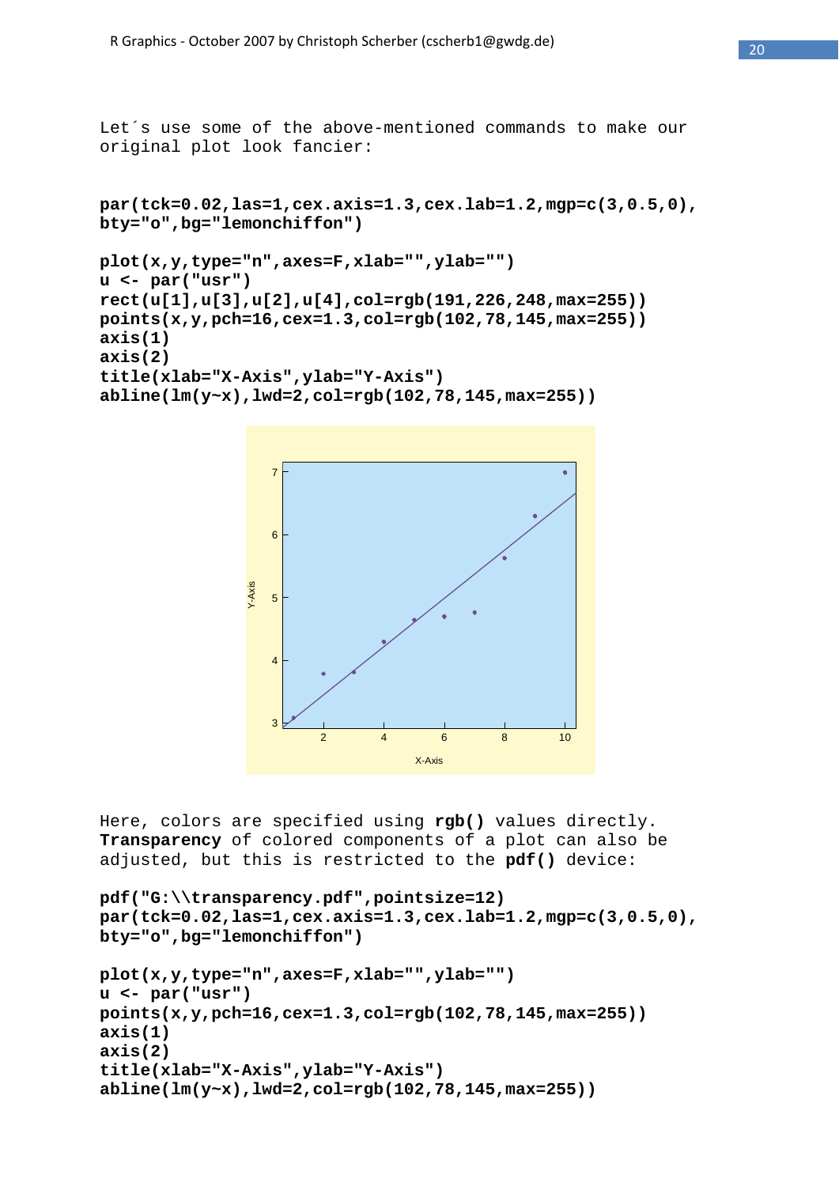Let´s use some of the above-mentioned commands to make our original plot look fancier:

```
par(tck=0.02,las=1,cex.axis=1.3,cex.lab=1.2,mgp=c(3,0.5,0),
bty="o",bg="lemonchiffon")

plot(x,y,type="n",axes=F,xlab="",ylab="")
u <- par("usr")
rect(u[1],u[3],u[2],u[4],col=rgb(191,226,248,max=255))
points(x,y,pch=16,cex=1.3,col=rgb(102,78,145,max=255))
axis(1)
axis(2)
title(xlab="X-Axis",ylab="Y-Axis")
abline(lm(y~x),lwd=2,col=rgb(102,78,145,max=255))
```

Here, colors are specified using **rgb()** values directly. **Transparency** of colored components of a plot can also be adjusted, but this is restricted to the **pdf()** device:

```
pdf("G:\\transparency.pdf",pointsize=12)
par(tck=0.02,las=1,cex.axis=1.3,cex.lab=1.2,mgp=c(3,0.5,0),
bty="o",bg="lemonchiffon")

plot(x,y,type="n",axes=F,xlab="",ylab="")
u <- par("usr")
points(x,y,pch=16,cex=1.3,col=rgb(102,78,145,max=255))
axis(1)
axis(2)
title(xlab="X-Axis",ylab="Y-Axis")
abline(lm(y~x),lwd=2,col=rgb(102,78,145,max=255))
```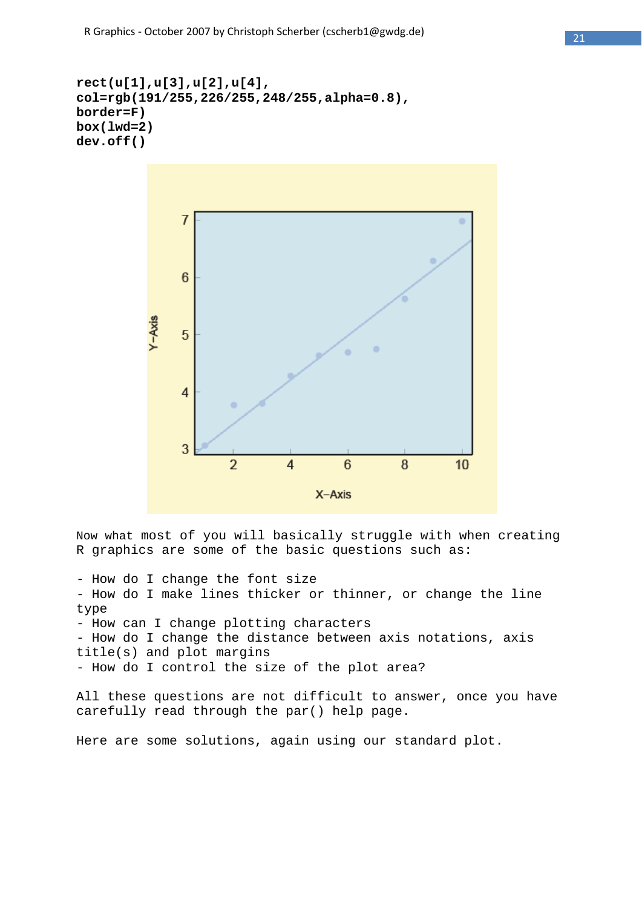```
rect(u[1],u[3],u[2],u[4],
col=rgb(191/255,226/255,248/255,alpha=0.8),
border=F)
box(lwd=2)
dev.off()
```

Now what most of you will basically struggle with when creating R graphics are some of the basic questions such as:

- How do I change the font size
- How do I make lines thicker or thinner, or change the line type
- How can I change plotting characters
- How do I change the distance between axis notations, axis title(s) and plot margins
- How do I control the size of the plot area?

All these questions are not difficult to answer, once you have carefully read through the par() help page.

Here are some solutions, again using our standard plot.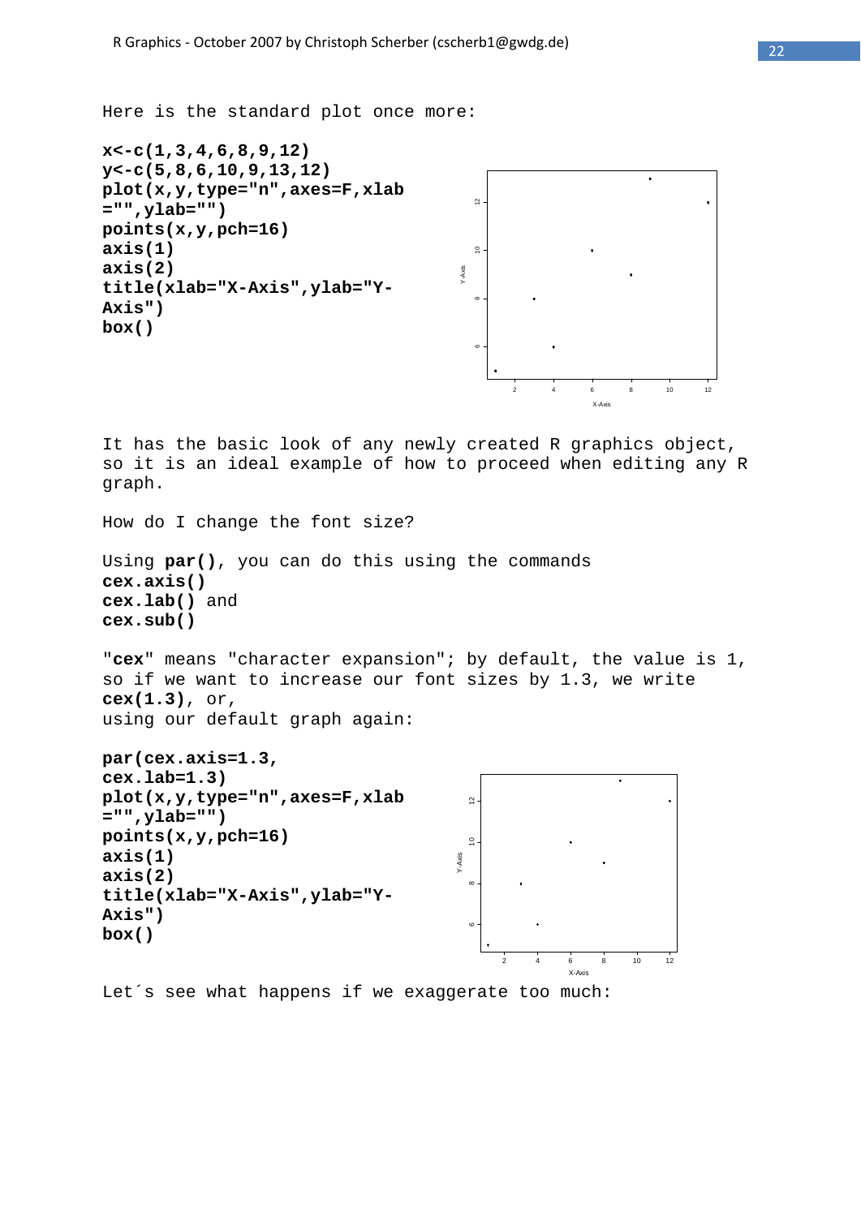Here is the standard plot once more:

```
x<-c(1,3,4,6,8,9,12)
y<-c(5,8,6,10,9,13,12)
plot(x,y,type="n",axes=F,xlab
="",ylab="")
points(x,y,pch=16)
axis(1)
axis(2)
title(xlab="X-Axis",ylab="Y-
Axis")
box()
```

It has the basic look of any newly created R graphics object, so it is an ideal example of how to proceed when editing any R graph.

How do I change the font size?

Using **par()**, you can do this using the commands
**cex.axis()**
**cex.lab()** and
**cex.sub()**

"**cex**" means "character expansion"; by default, the value is 1, so if we want to increase our font sizes by 1.3, we write **cex(1.3)**, or,
using our default graph again:

```
par(cex.axis=1.3,
cex.lab=1.3)
plot(x,y,type="n",axes=F,xlab
="",ylab="")
points(x,y,pch=16)
axis(1)
axis(2)
title(xlab="X-Axis",ylab="Y-
Axis")
box()
```

Let´s see what happens if we exaggerate too much: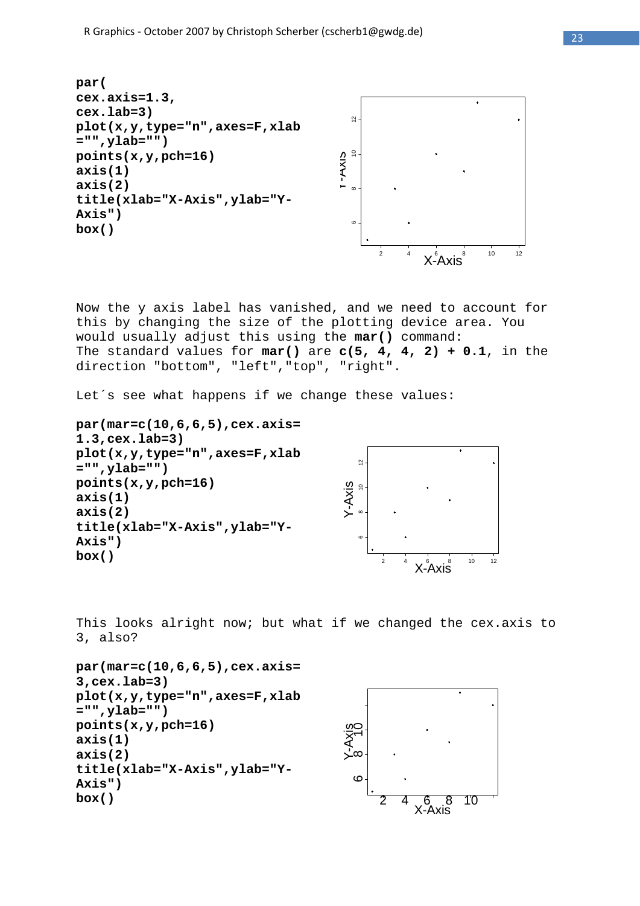```
par(
cex.axis=1.3,
cex.lab=3)
plot(x,y,type="n",axes=F,xlab
="",ylab="")
points(x,y,pch=16)
axis(1)
axis(2)
title(xlab="X-Axis",ylab="Y-
Axis")
box()
```

Now the y axis label has vanished, and we need to account for this by changing the size of the plotting device area. You would usually adjust this using the **mar()** command:
The standard values for **mar()** are **c(5, 4, 4, 2) + 0.1**, in the direction "bottom", "left","top", "right".

Let´s see what happens if we change these values:

```
par(mar=c(10,6,6,5),cex.axis=
1.3,cex.lab=3)
plot(x,y,type="n",axes=F,xlab
="",ylab="")
points(x,y,pch=16)
axis(1)
axis(2)
title(xlab="X-Axis",ylab="Y-
Axis")
box()
```

This looks alright now; but what if we changed the cex.axis to 3, also?

```
par(mar=c(10,6,6,5),cex.axis=
3,cex.lab=3)
plot(x,y,type="n",axes=F,xlab
="",ylab="")
points(x,y,pch=16)
axis(1)
axis(2)
title(xlab="X-Axis",ylab="Y-
Axis")
box()
```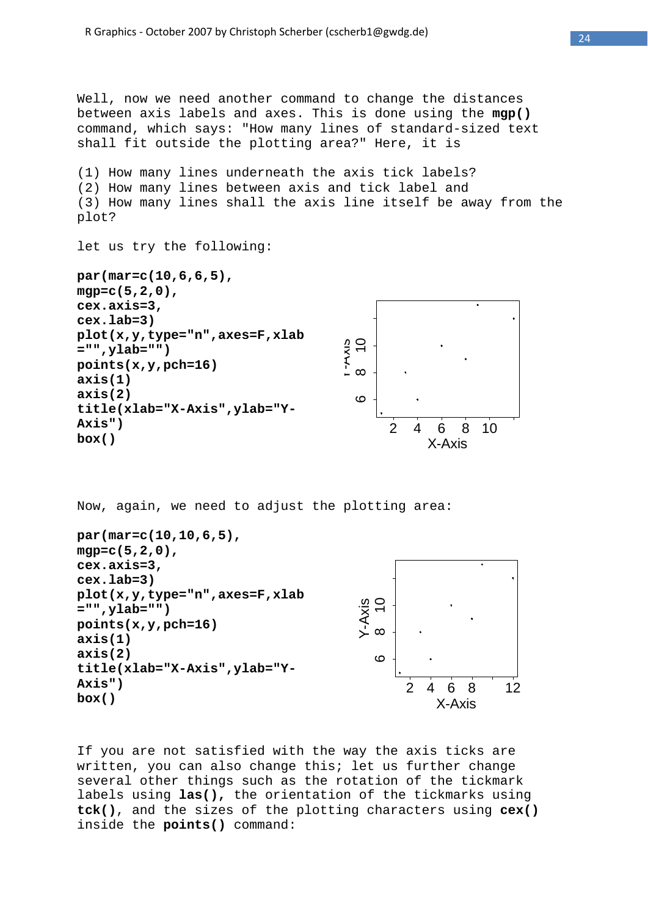Well, now we need another command to change the distances between axis labels and axes. This is done using the **mgp()** command, which says: "How many lines of standard-sized text shall fit outside the plotting area?" Here, it is

(1) How many lines underneath the axis tick labels?
(2) How many lines between axis and tick label and
(3) How many lines shall the axis line itself be away from the plot?

let us try the following:

```
par(mar=c(10,6,6,5),
mgp=c(5,2,0),
cex.axis=3,
cex.lab=3)
plot(x,y,type="n",axes=F,xlab
="",ylab="")
points(x,y,pch=16)
axis(1)
axis(2)
title(xlab="X-Axis",ylab="Y-
Axis")
box()
```

Now, again, we need to adjust the plotting area:

```
par(mar=c(10,10,6,5),
mgp=c(5,2,0),
cex.axis=3,
cex.lab=3)
plot(x,y,type="n",axes=F,xlab
="",ylab="")
points(x,y,pch=16)
axis(1)
axis(2)
title(xlab="X-Axis",ylab="Y-
Axis")
box()
```

If you are not satisfied with the way the axis ticks are written, you can also change this; let us further change several other things such as the rotation of the tickmark labels using **las()**, the orientation of the tickmarks using **tck()**, and the sizes of the plotting characters using **cex()** inside the **points()** command: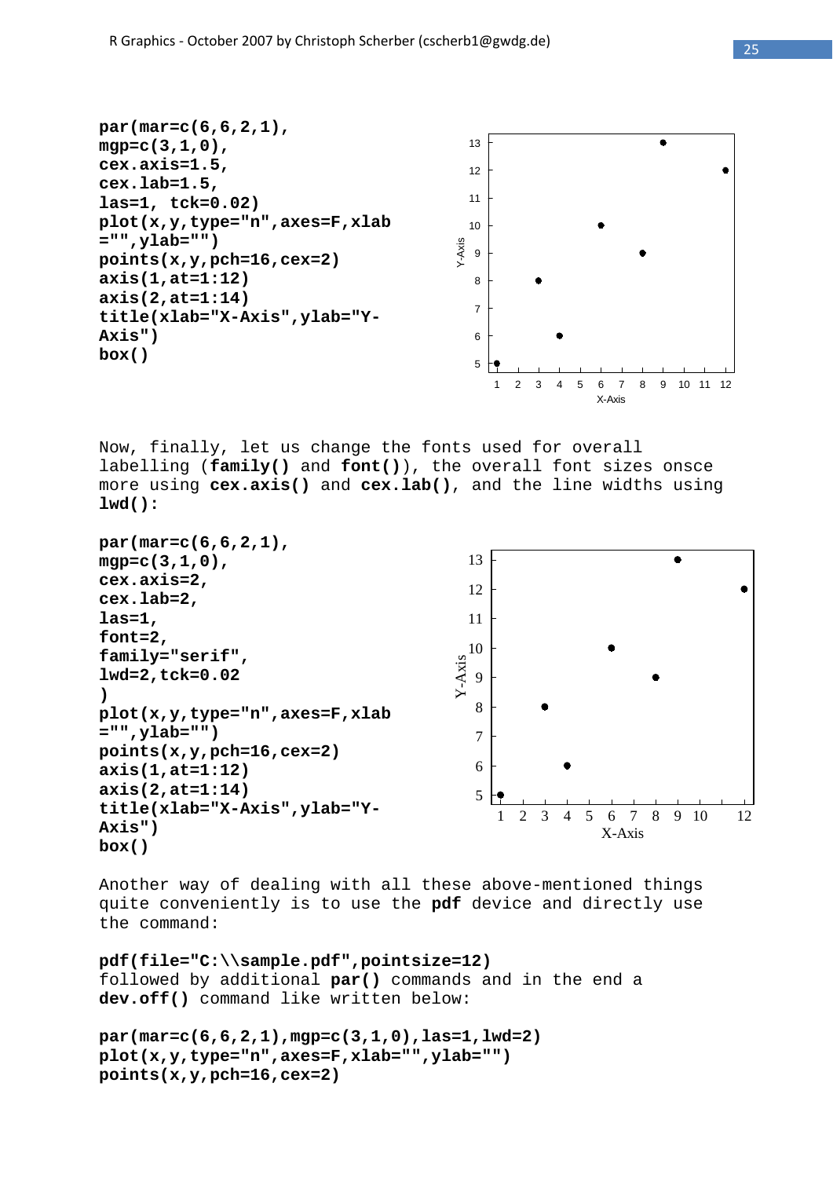```
par(mar=c(6,6,2,1),
mgp=c(3,1,0),
cex.axis=1.5,
cex.lab=1.5,
las=1, tck=0.02)
plot(x,y,type="n",axes=F,xlab
="",ylab="")
points(x,y,pch=16,cex=2)
axis(1,at=1:12)
axis(2,at=1:14)
title(xlab="X-Axis",ylab="Y-
Axis")
box()
```

Now, finally, let us change the fonts used for overall labelling (**family()** and **font()**), the overall font sizes onsce more using **cex.axis()** and **cex.lab()**, and the line widths using **lwd()**:

```
par(mar=c(6,6,2,1),
mgp=c(3,1,0),
cex.axis=2,
cex.lab=2,
las=1,
font=2,
family="serif",
lwd=2,tck=0.02
)
plot(x,y,type="n",axes=F,xlab
="",ylab="")
points(x,y,pch=16,cex=2)
axis(1,at=1:12)
axis(2,at=1:14)
title(xlab="X-Axis",ylab="Y-
Axis")
box()
```

Another way of dealing with all these above-mentioned things quite conveniently is to use the **pdf** device and directly use the command:

```
pdf(file="C:\\sample.pdf",pointsize=12)
```

followed by additional **par()** commands and in the end a **dev.off()** command like written below:

```
par(mar=c(6,6,2,1),mgp=c(3,1,0),las=1,lwd=2)
plot(x,y,type="n",axes=F,xlab="",ylab="")
points(x,y,pch=16,cex=2)
```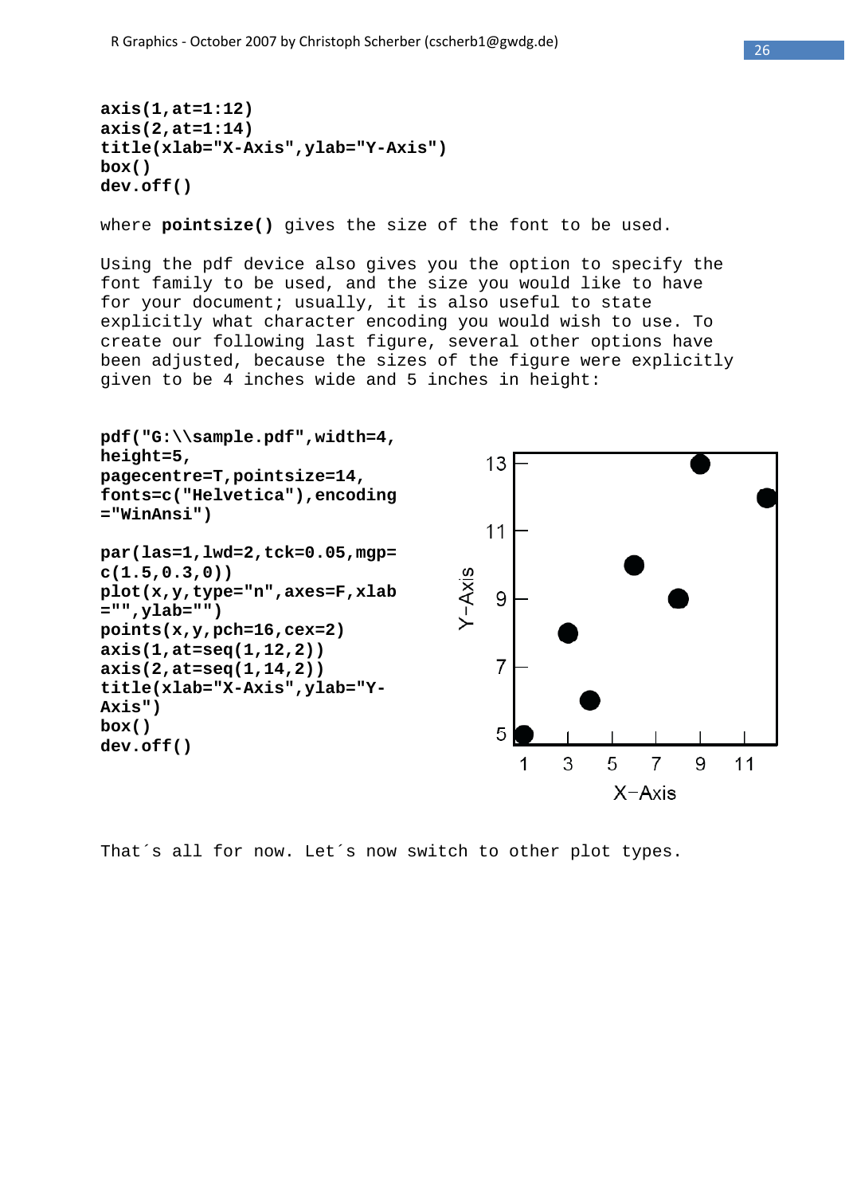```
axis(1,at=1:12)
axis(2,at=1:14)
title(xlab="X-Axis",ylab="Y-Axis")
box()
dev.off()
```

where **pointsize()** gives the size of the font to be used.

Using the pdf device also gives you the option to specify the font family to be used, and the size you would like to have for your document; usually, it is also useful to state explicitly what character encoding you would wish to use. To create our following last figure, several other options have been adjusted, because the sizes of the figure were explicitly given to be 4 inches wide and 5 inches in height:

```
pdf("G:\\sample.pdf",width=4,
height=5,
pagecentre=T,pointsize=14,
fonts=c("Helvetica"),encoding
="WinAnsi")

par(las=1,lwd=2,tck=0.05,mgp=
c(1.5,0.3,0))
plot(x,y,type="n",axes=F,xlab
="",ylab="")
points(x,y,pch=16,cex=2)
axis(1,at=seq(1,12,2))
axis(2,at=seq(1,14,2))
title(xlab="X-Axis",ylab="Y-
Axis")
box()
dev.off()
```

That´s all for now. Let´s now switch to other plot types.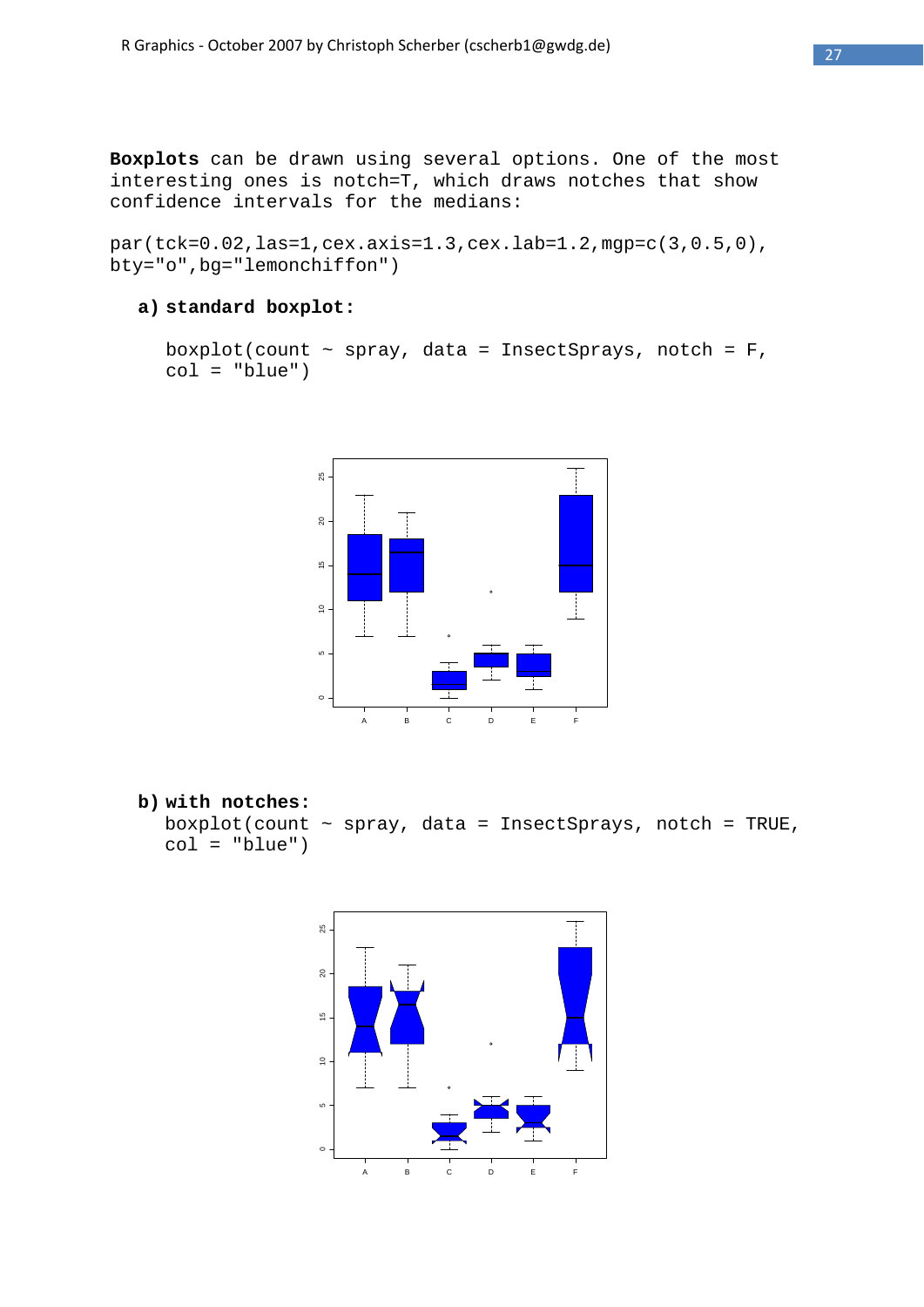**Boxplots** can be drawn using several options. One of the most interesting ones is notch=T, which draws notches that show confidence intervals for the medians:

```
par(tck=0.02,las=1,cex.axis=1.3,cex.lab=1.2,mgp=c(3,0.5,0),
bty="o",bg="lemonchiffon")
```

**a) standard boxplot:**

```
boxplot(count ~ spray, data = InsectSprays, notch = F,
col = "blue")
```

**b) with notches:**

```
boxplot(count ~ spray, data = InsectSprays, notch = TRUE,
col = "blue")
```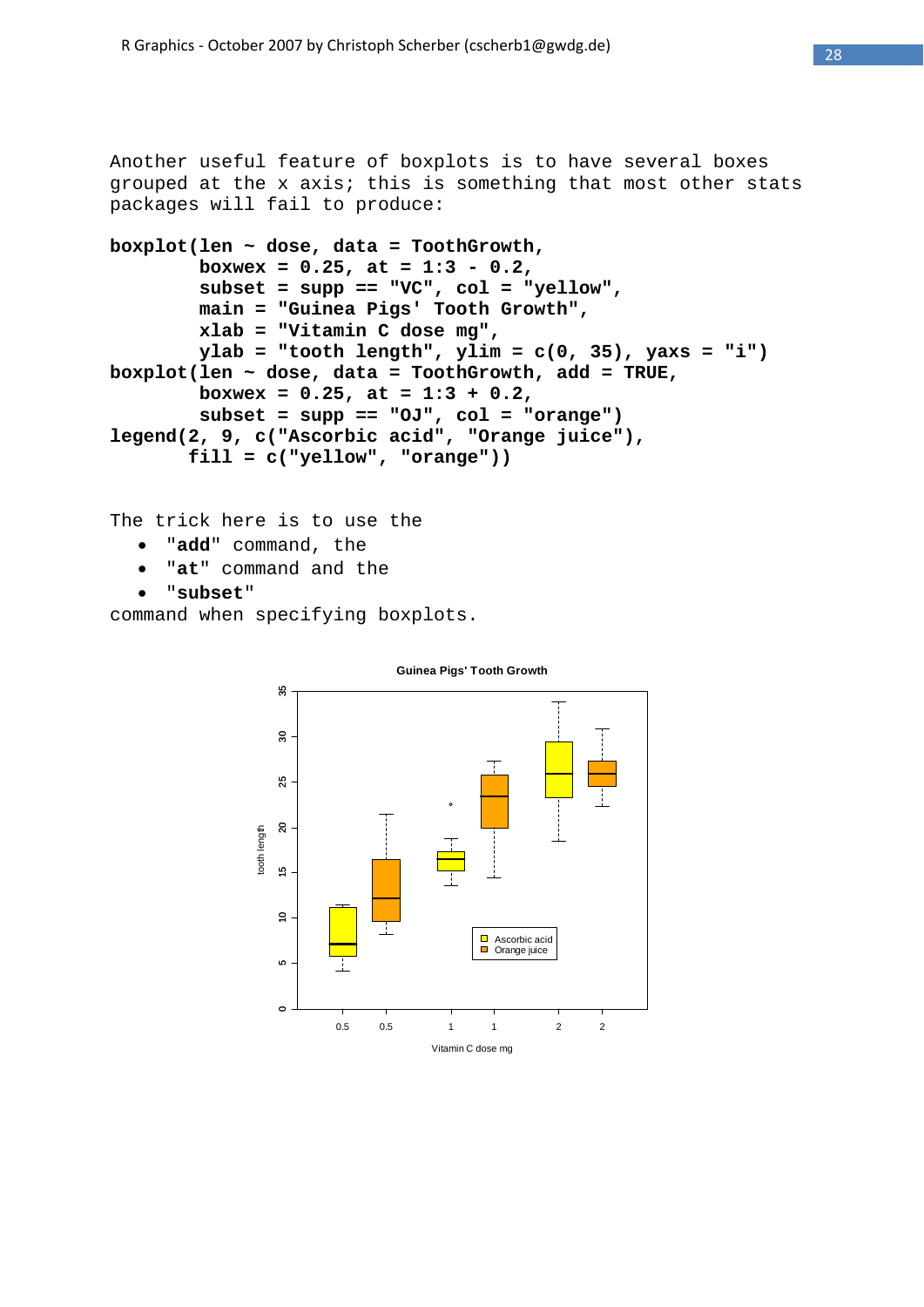Another useful feature of boxplots is to have several boxes grouped at the x axis; this is something that most other stats packages will fail to produce:

```
boxplot(len ~ dose, data = ToothGrowth,
        boxwex = 0.25, at = 1:3 - 0.2,
        subset = supp == "VC", col = "yellow",
        main = "Guinea Pigs' Tooth Growth",
        xlab = "Vitamin C dose mg",
        ylab = "tooth length", ylim = c(0, 35), yaxs = "i")
boxplot(len ~ dose, data = ToothGrowth, add = TRUE,
        boxwex = 0.25, at = 1:3 + 0.2,
        subset = supp == "OJ", col = "orange")
legend(2, 9, c("Ascorbic acid", "Orange juice"),
       fill = c("yellow", "orange"))
```

The trick here is to use the

- "**add**" command, the
- "**at**" command and the
- "**subset**"

command when specifying boxplots.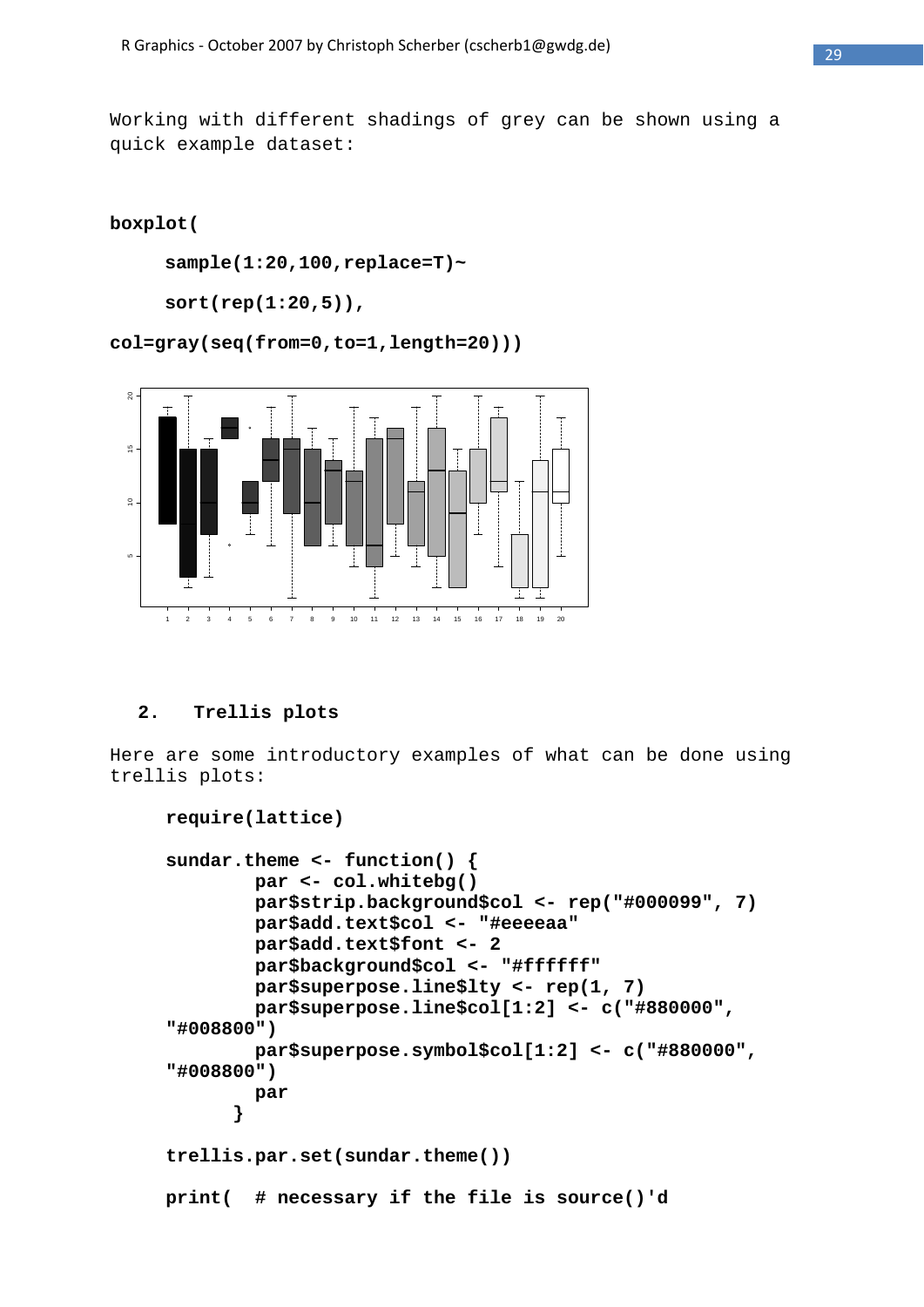Working with different shadings of grey can be shown using a quick example dataset:

```
boxplot(
     sample(1:20,100,replace=T)~
     sort(rep(1:20,5)),
col=gray(seq(from=0,to=1,length=20)))
```

## 2. Trellis plots

Here are some introductory examples of what can be done using trellis plots:

```
require(lattice)

sundar.theme <- function() {
        par <- col.whitebg()
        par$strip.background$col <- rep("#000099", 7)
        par$add.text$col <- "#eeeeaa"
        par$add.text$font <- 2
        par$background$col <- "#ffffff"
        par$superpose.line$lty <- rep(1, 7)
        par$superpose.line$col[1:2] <- c("#880000",
"#008800")
        par$superpose.symbol$col[1:2] <- c("#880000",
"#008800")
        par
      }

trellis.par.set(sundar.theme())

print(  # necessary if the file is source()'d
```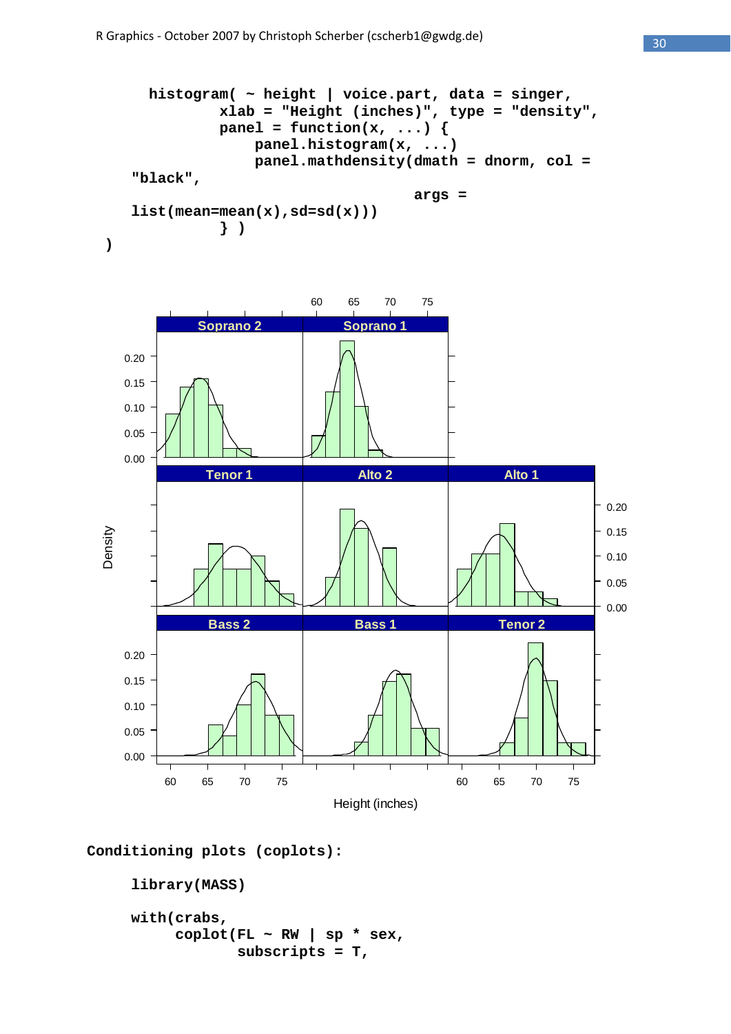```
histogram( ~ height | voice.part, data = singer,
        xlab = "Height (inches)", type = "density",
        panel = function(x, ...) {
            panel.histogram(x, ...)
            panel.mathdensity(dmath = dnorm, col =
"black",
                                args =
list(mean=mean(x),sd=sd(x)))
        } )
)
```

**Conditioning plots (coplots):**

```
library(MASS)

with(crabs,
     coplot(FL ~ RW | sp * sex,
            subscripts = T,
```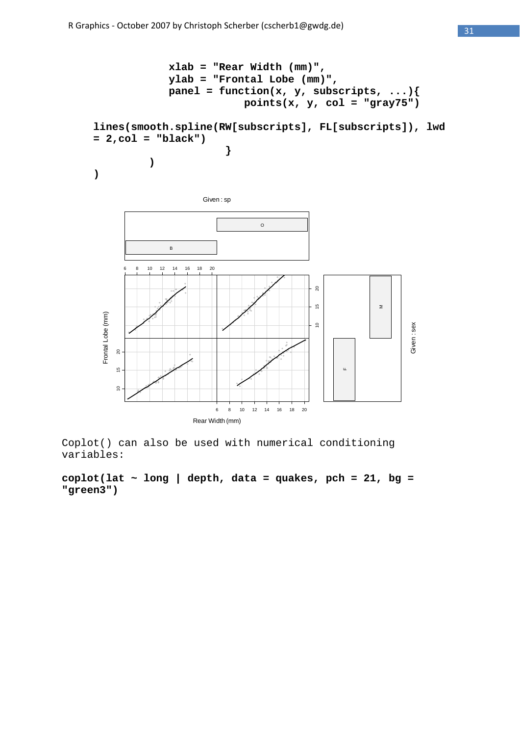```
                xlab = "Rear Width (mm)",
                ylab = "Frontal Lobe (mm)",
                panel = function(x, y, subscripts, ...){
                        points(x, y, col = "gray75")
lines(smooth.spline(RW[subscripts], FL[subscripts]), lwd
= 2,col = "black")
                         }
          )
)
```

Coplot() can also be used with numerical conditioning variables:

```
coplot(lat ~ long | depth, data = quakes, pch = 21, bg =
"green3")
```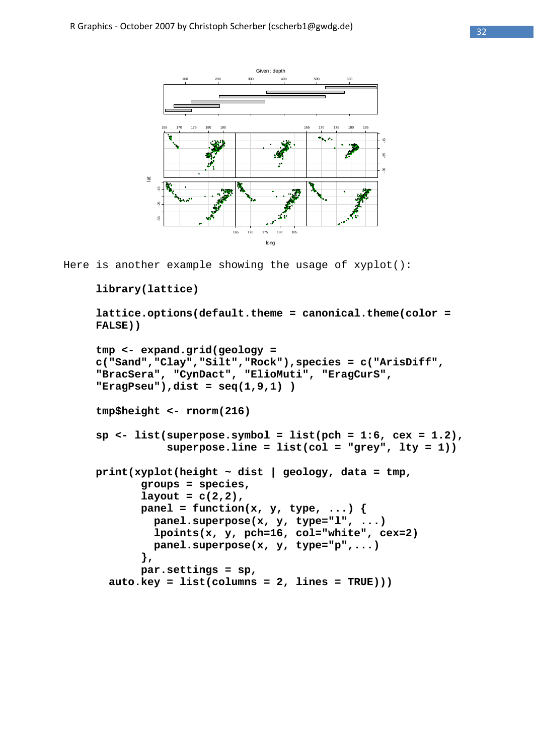Here is another example showing the usage of xyplot():

```
library(lattice)

lattice.options(default.theme = canonical.theme(color =
FALSE))

tmp <- expand.grid(geology =
c("Sand","Clay","Silt","Rock"),species = c("ArisDiff",
"BracSera", "CynDact", "ElioMuti", "EragCurS",
"EragPseu"),dist = seq(1,9,1) )

tmp$height <- rnorm(216)

sp <- list(superpose.symbol = list(pch = 1:6, cex = 1.2),
           superpose.line = list(col = "grey", lty = 1))

print(xyplot(height ~ dist | geology, data = tmp,
       groups = species,
       layout = c(2,2),
       panel = function(x, y, type, ...) {
         panel.superpose(x, y, type="l", ...)
         lpoints(x, y, pch=16, col="white", cex=2)
         panel.superpose(x, y, type="p",...)
       },
       par.settings = sp,
  auto.key = list(columns = 2, lines = TRUE)))
```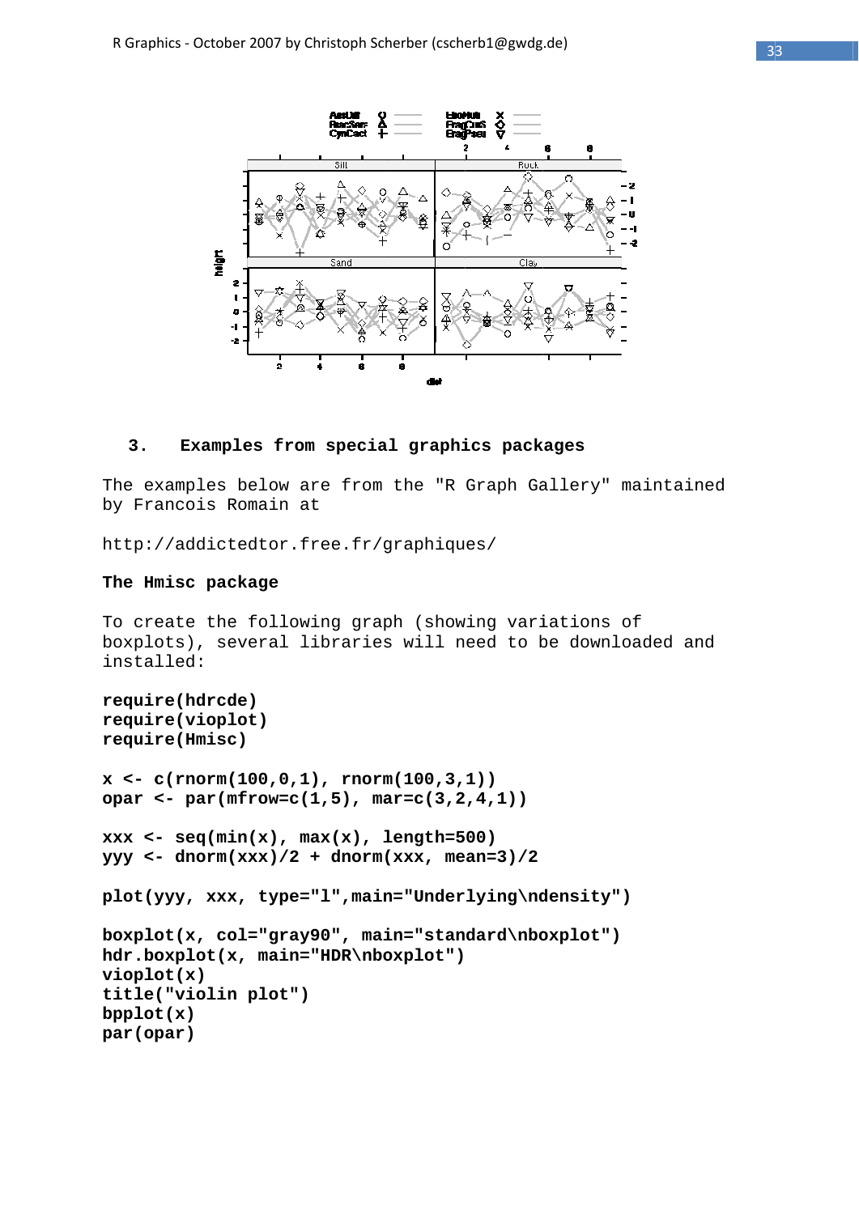## 3. Examples from special graphics packages

The examples below are from the "R Graph Gallery" maintained by Francois Romain at

http://addictedtor.free.fr/graphiques/

### The Hmisc package

To create the following graph (showing variations of boxplots), several libraries will need to be downloaded and installed:

```
require(hdrcde)
require(vioplot)
require(Hmisc)

x <- c(rnorm(100,0,1), rnorm(100,3,1))
opar <- par(mfrow=c(1,5), mar=c(3,2,4,1))

xxx <- seq(min(x), max(x), length=500)
yyy <- dnorm(xxx)/2 + dnorm(xxx, mean=3)/2

plot(yyy, xxx, type="l",main="Underlying\ndensity")

boxplot(x, col="gray90", main="standard\nboxplot")
hdr.boxplot(x, main="HDR\nboxplot")
vioplot(x)
title("violin plot")
bpplot(x)
par(opar)
```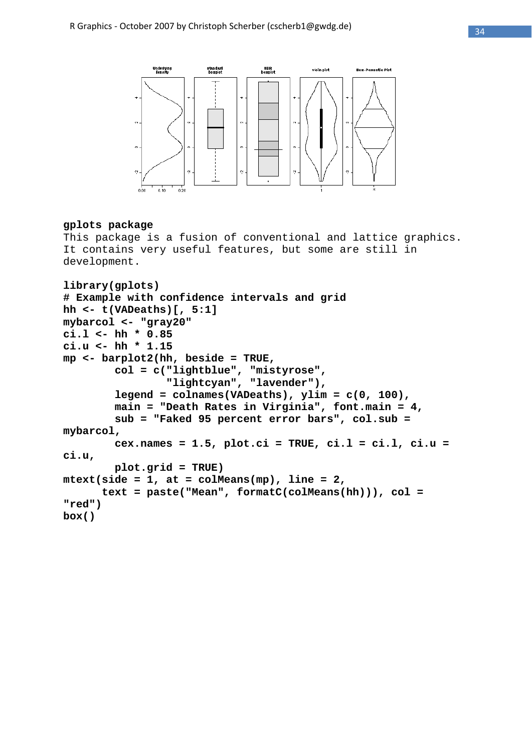**gplots package**

This package is a fusion of conventional and lattice graphics. It contains very useful features, but some are still in development.

```
library(gplots)
# Example with confidence intervals and grid
hh <- t(VADeaths)[, 5:1]
mybarcol <- "gray20"
ci.l <- hh * 0.85
ci.u <- hh * 1.15
mp <- barplot2(hh, beside = TRUE,
        col = c("lightblue", "mistyrose",
                "lightcyan", "lavender"),
        legend = colnames(VADeaths), ylim = c(0, 100),
        main = "Death Rates in Virginia", font.main = 4,
        sub = "Faked 95 percent error bars", col.sub =
mybarcol,
        cex.names = 1.5, plot.ci = TRUE, ci.l = ci.l, ci.u =
ci.u,
        plot.grid = TRUE)
mtext(side = 1, at = colMeans(mp), line = 2,
      text = paste("Mean", formatC(colMeans(hh))), col =
"red")
box()
```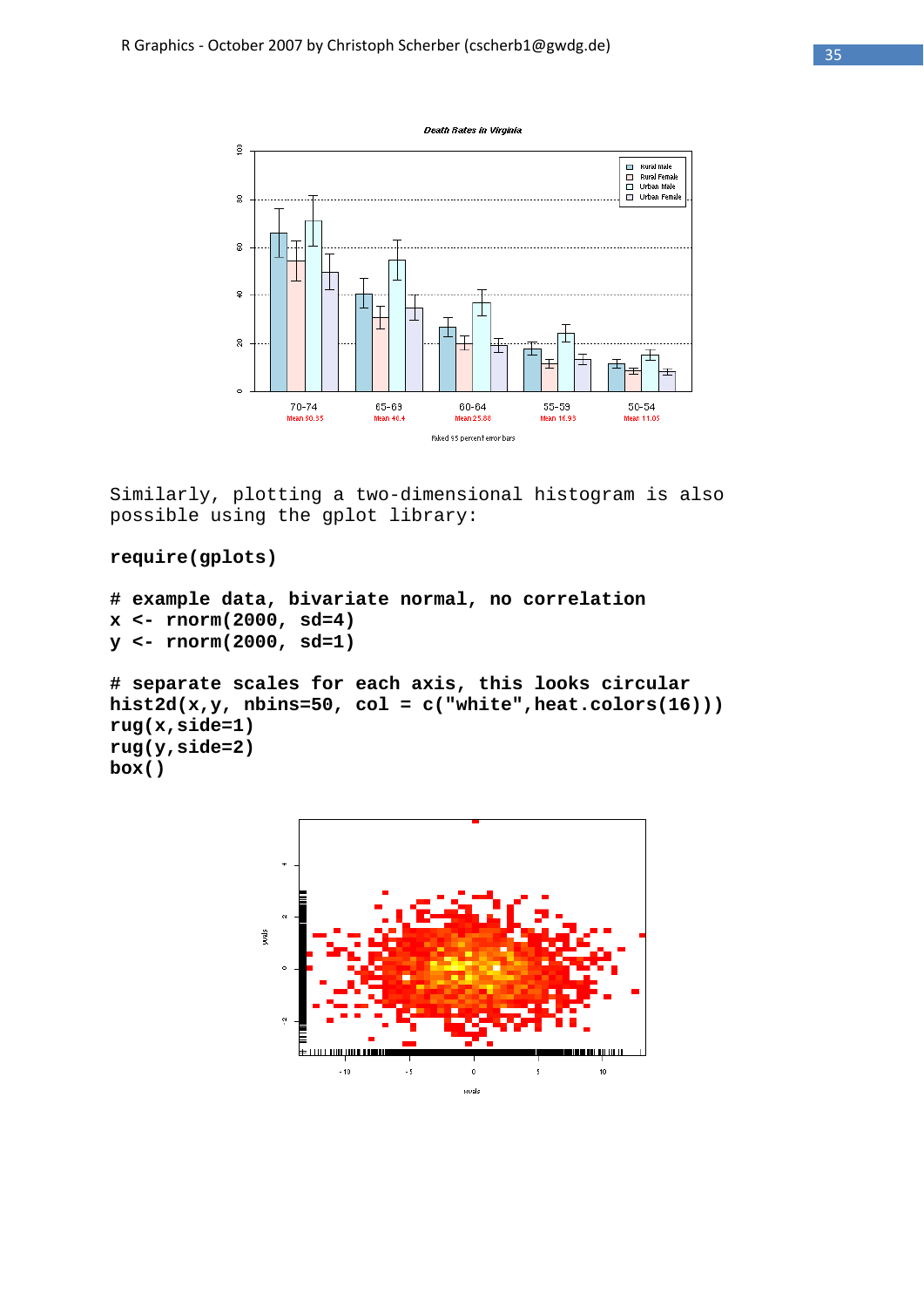Similarly, plotting a two-dimensional histogram is also possible using the gplot library:

```
require(gplots)

# example data, bivariate normal, no correlation
x <- rnorm(2000, sd=4)
y <- rnorm(2000, sd=1)

# separate scales for each axis, this looks circular
hist2d(x,y, nbins=50, col = c("white",heat.colors(16)))
rug(x,side=1)
rug(y,side=2)
box()
```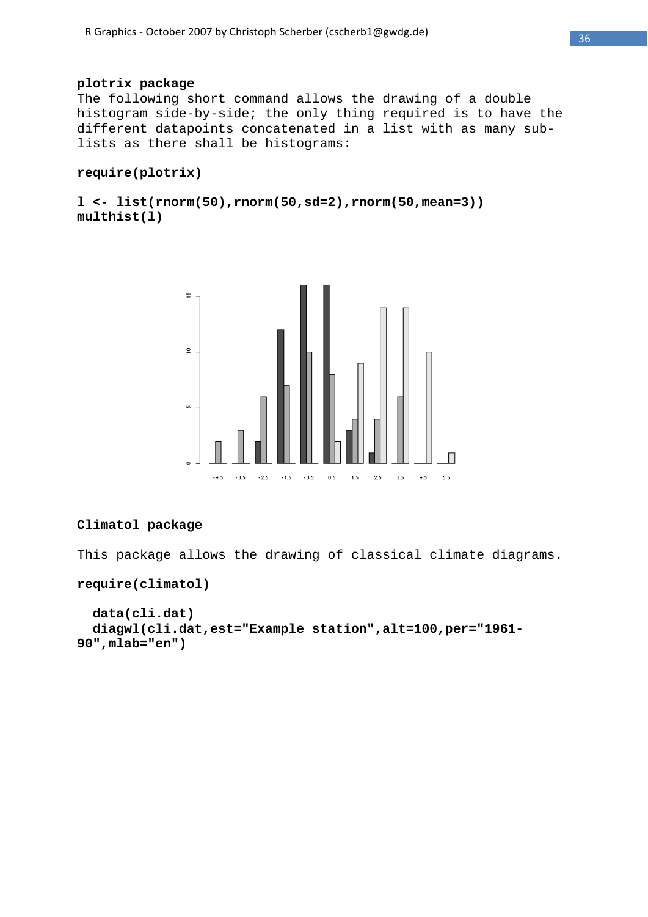**plotrix package**

The following short command allows the drawing of a double histogram side-by-side; the only thing required is to have the different datapoints concatenated in a list with as many sub-lists as there shall be histograms:

```
require(plotrix)

l <- list(rnorm(50),rnorm(50,sd=2),rnorm(50,mean=3))
multhist(l)
```

**Climatol package**

This package allows the drawing of classical climate diagrams.

```
require(climatol)

  data(cli.dat)
  diagwl(cli.dat,est="Example station",alt=100,per="1961-
90",mlab="en")
```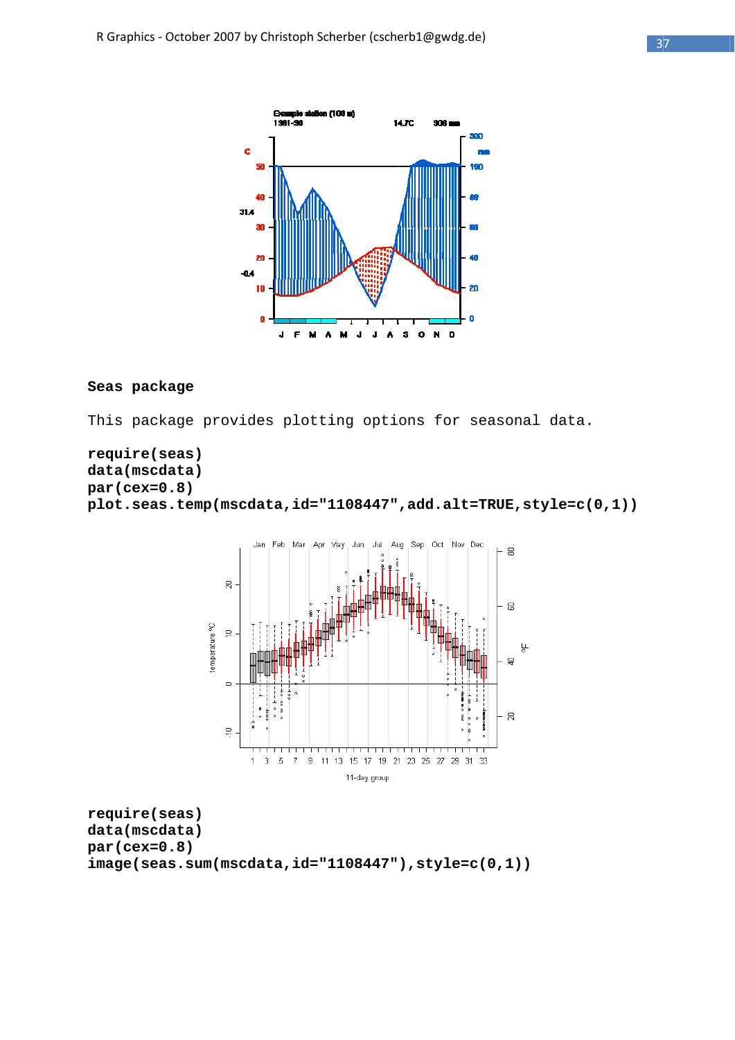**Seas package**

This package provides plotting options for seasonal data.

```
require(seas)
data(mscdata)
par(cex=0.8)
plot.seas.temp(mscdata,id="1108447",add.alt=TRUE,style=c(0,1))
```

```
require(seas)
data(mscdata)
par(cex=0.8)
image(seas.sum(mscdata,id="1108447"),style=c(0,1))
```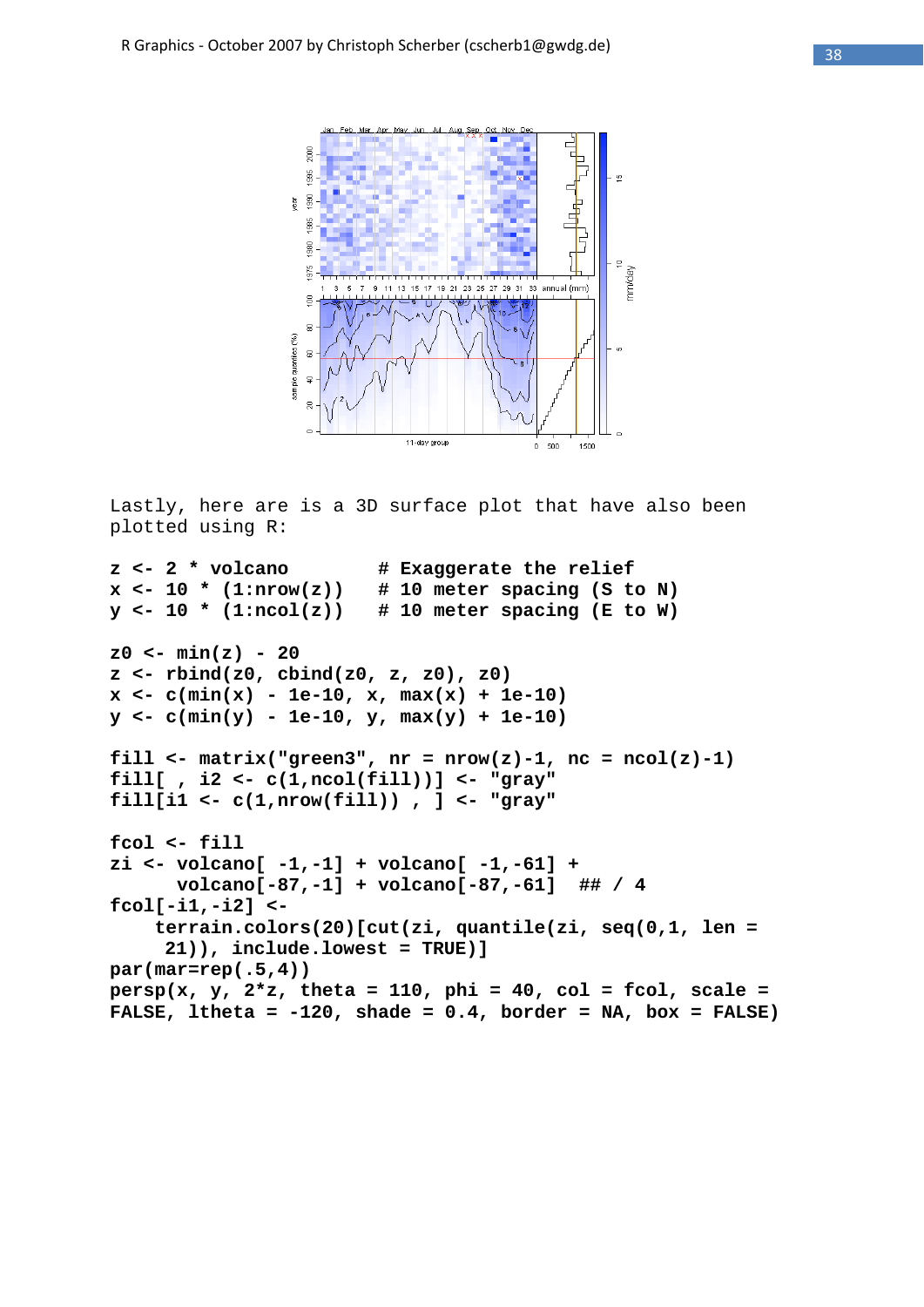Lastly, here are is a 3D surface plot that have also been plotted using R:

```
z <- 2 * volcano        # Exaggerate the relief
x <- 10 * (1:nrow(z))   # 10 meter spacing (S to N)
y <- 10 * (1:ncol(z))   # 10 meter spacing (E to W)

z0 <- min(z) - 20
z <- rbind(z0, cbind(z0, z, z0), z0)
x <- c(min(x) - 1e-10, x, max(x) + 1e-10)
y <- c(min(y) - 1e-10, y, max(y) + 1e-10)

fill <- matrix("green3", nr = nrow(z)-1, nc = ncol(z)-1)
fill[ , i2 <- c(1,ncol(fill))] <- "gray"
fill[i1 <- c(1,nrow(fill)) , ] <- "gray"

fcol <- fill
zi <- volcano[ -1,-1] + volcano[ -1,-61] +
      volcano[-87,-1] + volcano[-87,-61]  ## / 4
fcol[-i1,-i2] <-
    terrain.colors(20)[cut(zi, quantile(zi, seq(0,1, len =
     21)), include.lowest = TRUE)]
par(mar=rep(.5,4))
persp(x, y, 2*z, theta = 110, phi = 40, col = fcol, scale =
FALSE, ltheta = -120, shade = 0.4, border = NA, box = FALSE)
```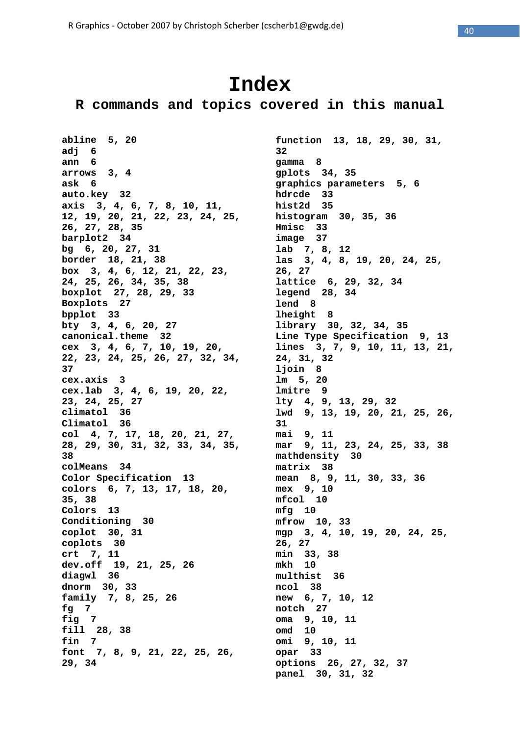# Index

## R commands and topics covered in this manual

**abline** 5, 20
**adj** 6
**ann** 6
**arrows** 3, 4
**ask** 6
**auto.key** 32
**axis** 3, 4, 6, 7, 8, 10, 11, 12, 19, 20, 21, 22, 23, 24, 25, 26, 27, 28, 35
**barplot2** 34
**bg** 6, 20, 27, 31
**border** 18, 21, 38
**box** 3, 4, 6, 12, 21, 22, 23, 24, 25, 26, 34, 35, 38
**boxplot** 27, 28, 29, 33
**Boxplots** 27
**bpplot** 33
**bty** 3, 4, 6, 20, 27
**canonical.theme** 32
**cex** 3, 4, 6, 7, 10, 19, 20, 22, 23, 24, 25, 26, 27, 32, 34, 37
**cex.axis** 3
**cex.lab** 3, 4, 6, 19, 20, 22, 23, 24, 25, 27
**climatol** 36
**Climatol** 36
**col** 4, 7, 17, 18, 20, 21, 27, 28, 29, 30, 31, 32, 33, 34, 35, 38
**colMeans** 34
**Color Specification** 13
**colors** 6, 7, 13, 17, 18, 20, 35, 38
**Colors** 13
**Conditioning** 30
**coplot** 30, 31
**coplots** 30
**crt** 7, 11
**dev.off** 19, 21, 25, 26
**diagwl** 36
**dnorm** 30, 33
**family** 7, 8, 25, 26
**fg** 7
**fig** 7
**fill** 28, 38
**fin** 7
**font** 7, 8, 9, 21, 22, 25, 26, 29, 34
**function** 13, 18, 29, 30, 31, 32
**gamma** 8
**gplots** 34, 35
**graphics parameters** 5, 6
**hdrcde** 33
**hist2d** 35
**histogram** 30, 35, 36
**Hmisc** 33
**image** 37
**lab** 7, 8, 12
**las** 3, 4, 8, 19, 20, 24, 25, 26, 27
**lattice** 6, 29, 32, 34
**legend** 28, 34
**lend** 8
**lheight** 8
**library** 30, 32, 34, 35
**Line Type Specification** 9, 13
**lines** 3, 7, 9, 10, 11, 13, 21, 24, 31, 32
**ljoin** 8
**lm** 5, 20
**lmitre** 9
**lty** 4, 9, 13, 29, 32
**lwd** 9, 13, 19, 20, 21, 25, 26, 31
**mai** 9, 11
**mar** 9, 11, 23, 24, 25, 33, 38
**mathdensity** 30
**matrix** 38
**mean** 8, 9, 11, 30, 33, 36
**mex** 9, 10
**mfcol** 10
**mfg** 10
**mfrow** 10, 33
**mgp** 3, 4, 10, 19, 20, 24, 25, 26, 27
**min** 33, 38
**mkh** 10
**multhist** 36
**ncol** 38
**new** 6, 7, 10, 12
**notch** 27
**oma** 9, 10, 11
**omd** 10
**omi** 9, 10, 11
**opar** 33
**options** 26, 27, 32, 37
**panel** 30, 31, 32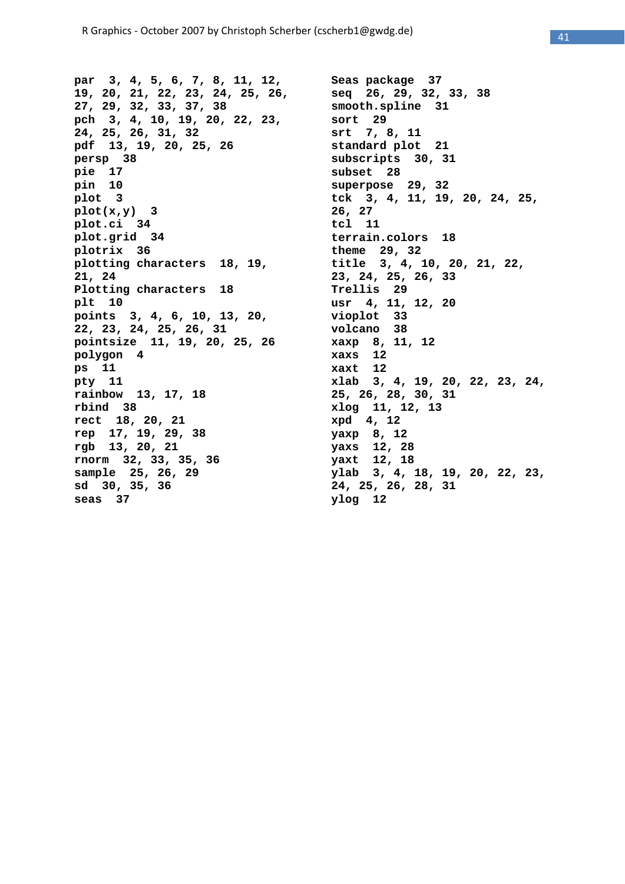par  3, 4, 5, 6, 7, 8, 11, 12, 19, 20, 21, 22, 23, 24, 25, 26, 27, 29, 32, 33, 37, 38
pch  3, 4, 10, 19, 20, 22, 23, 24, 25, 26, 31, 32
pdf  13, 19, 20, 25, 26
persp  38
pie  17
pin  10
plot  3
plot(x,y)  3
plot.ci  34
plot.grid  34
plotrix  36
plotting characters  18, 19, 21, 24
Plotting characters  18
plt  10
points  3, 4, 6, 10, 13, 20, 22, 23, 24, 25, 26, 31
pointsize  11, 19, 20, 25, 26
polygon  4
ps  11
pty  11
rainbow  13, 17, 18
rbind  38
rect  18, 20, 21
rep  17, 19, 29, 38
rgb  13, 20, 21
rnorm  32, 33, 35, 36
sample  25, 26, 29
sd  30, 35, 36
seas  37
Seas package  37
seq  26, 29, 32, 33, 38
smooth.spline  31
sort  29
srt  7, 8, 11
standard plot  21
subscripts  30, 31
subset  28
superpose  29, 32
tck  3, 4, 11, 19, 20, 24, 25, 26, 27
tcl  11
terrain.colors  18
theme  29, 32
title  3, 4, 10, 20, 21, 22, 23, 24, 25, 26, 33
Trellis  29
usr  4, 11, 12, 20
vioplot  33
volcano  38
xaxp  8, 11, 12
xaxs  12
xaxt  12
xlab  3, 4, 19, 20, 22, 23, 24, 25, 26, 28, 30, 31
xlog  11, 12, 13
xpd  4, 12
yaxp  8, 12
yaxs  12, 28
yaxt  12, 18
ylab  3, 4, 18, 19, 20, 22, 23, 24, 25, 26, 28, 31
ylog  12